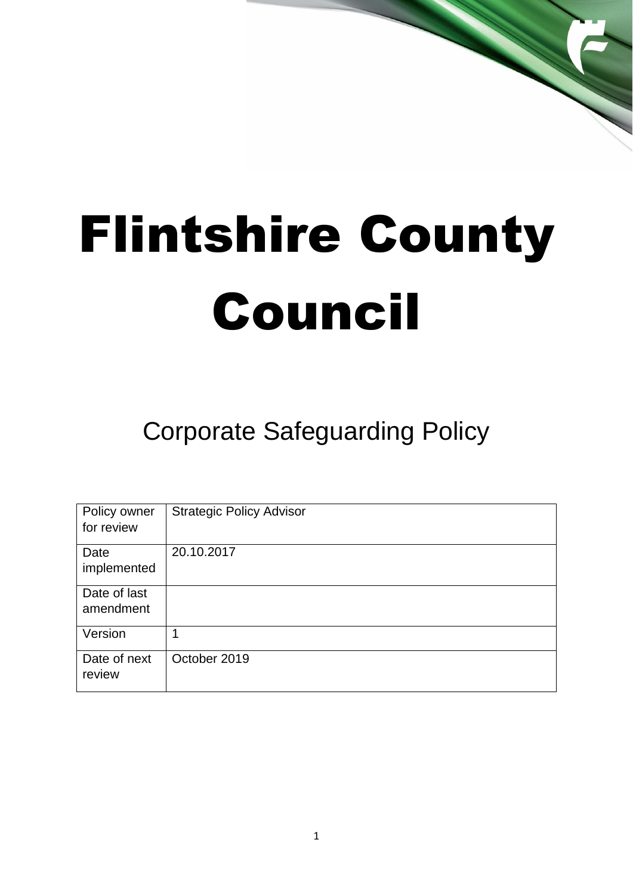# Flintshire County Council

## Corporate Safeguarding Policy

| Policy owner for review | Strategic Policy Advisor |
|---|---|
| Date implemented | 20.10.2017 |
| Date of last amendment | |
| Version | 1 |
| Date of next review | October 2019 |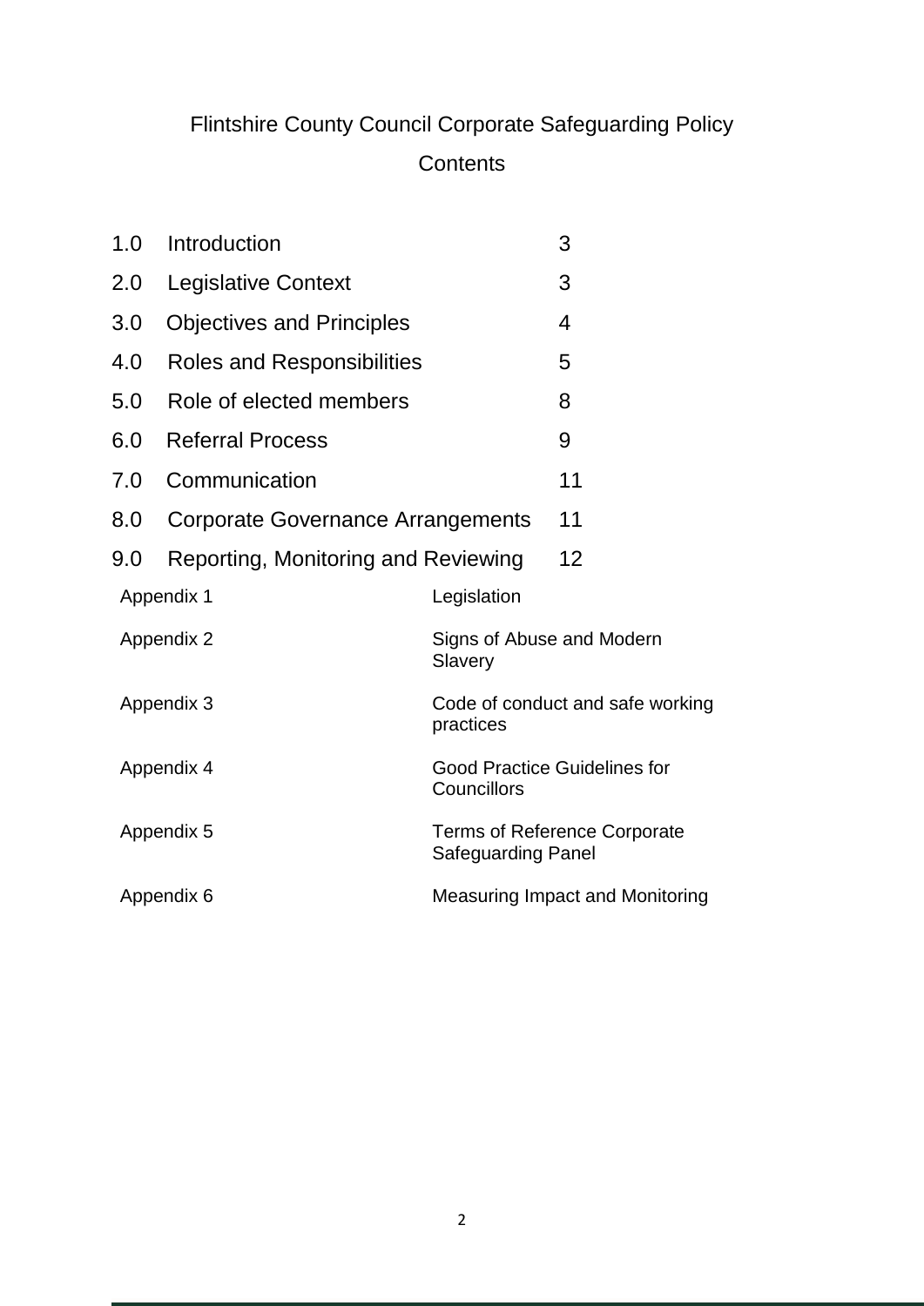# Flintshire County Council Corporate Safeguarding Policy

## Contents

| | | |
|---|---|---|
| 1.0 | Introduction | 3 |
| 2.0 | Legislative Context | 3 |
| 3.0 | Objectives and Principles | 4 |
| 4.0 | Roles and Responsibilities | 5 |
| 5.0 | Role of elected members | 8 |
| 6.0 | Referral Process | 9 |
| 7.0 | Communication | 11 |
| 8.0 | Corporate Governance Arrangements | 11 |
| 9.0 | Reporting, Monitoring and Reviewing | 12 |

| | |
|---|---|
| Appendix 1 | Legislation |
| Appendix 2 | Signs of Abuse and Modern Slavery |
| Appendix 3 | Code of conduct and safe working practices |
| Appendix 4 | Good Practice Guidelines for Councillors |
| Appendix 5 | Terms of Reference Corporate Safeguarding Panel |
| Appendix 6 | Measuring Impact and Monitoring |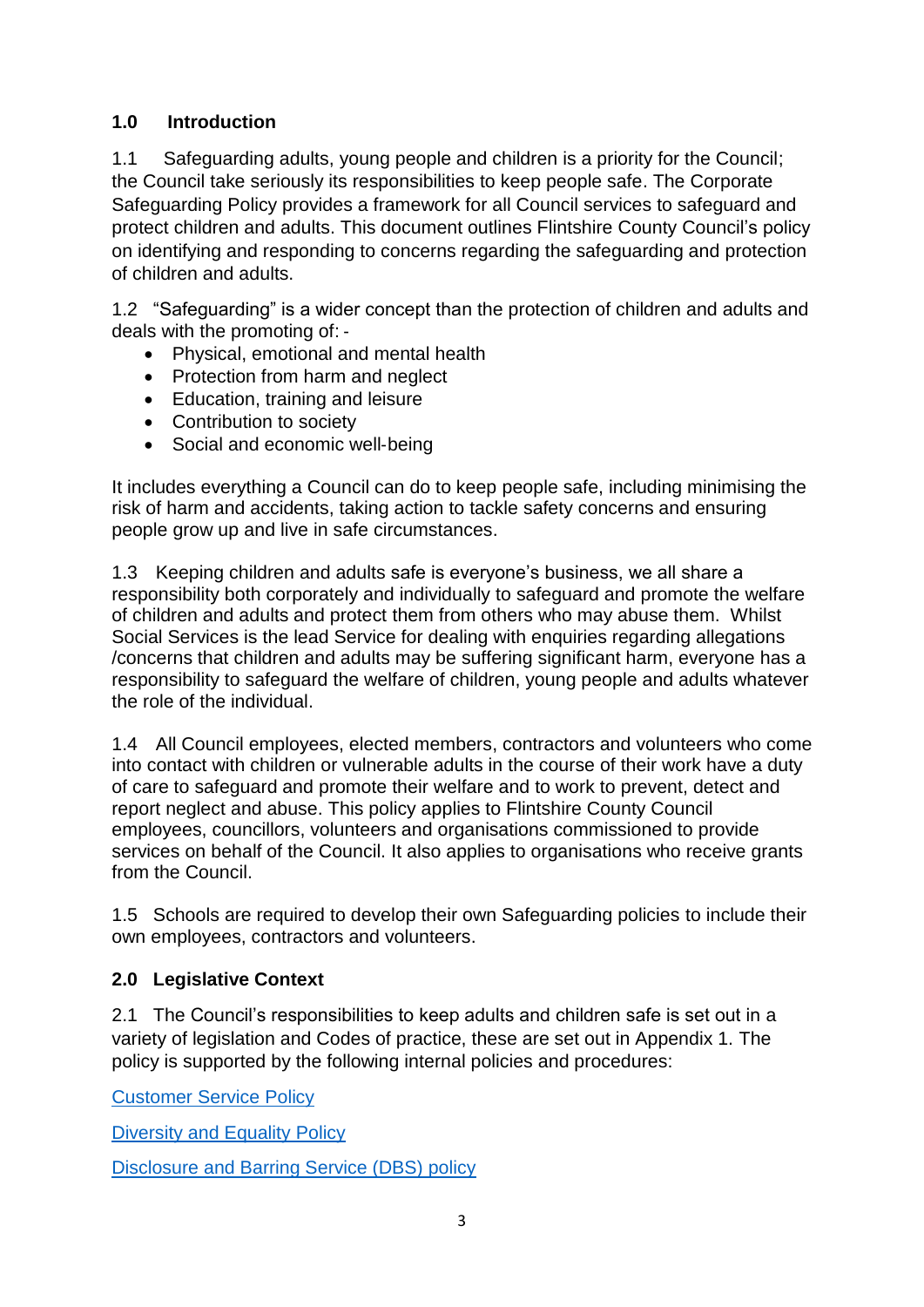## 1.0 Introduction

1.1 Safeguarding adults, young people and children is a priority for the Council; the Council take seriously its responsibilities to keep people safe. The Corporate Safeguarding Policy provides a framework for all Council services to safeguard and protect children and adults. This document outlines Flintshire County Council's policy on identifying and responding to concerns regarding the safeguarding and protection of children and adults.

1.2 "Safeguarding" is a wider concept than the protection of children and adults and deals with the promoting of: -

- Physical, emotional and mental health
- Protection from harm and neglect
- Education, training and leisure
- Contribution to society
- Social and economic well-being

It includes everything a Council can do to keep people safe, including minimising the risk of harm and accidents, taking action to tackle safety concerns and ensuring people grow up and live in safe circumstances.

1.3 Keeping children and adults safe is everyone's business, we all share a responsibility both corporately and individually to safeguard and promote the welfare of children and adults and protect them from others who may abuse them. Whilst Social Services is the lead Service for dealing with enquiries regarding allegations /concerns that children and adults may be suffering significant harm, everyone has a responsibility to safeguard the welfare of children, young people and adults whatever the role of the individual.

1.4 All Council employees, elected members, contractors and volunteers who come into contact with children or vulnerable adults in the course of their work have a duty of care to safeguard and promote their welfare and to work to prevent, detect and report neglect and abuse. This policy applies to Flintshire County Council employees, councillors, volunteers and organisations commissioned to provide services on behalf of the Council. It also applies to organisations who receive grants from the Council.

1.5 Schools are required to develop their own Safeguarding policies to include their own employees, contractors and volunteers.

## 2.0 Legislative Context

2.1 The Council's responsibilities to keep adults and children safe is set out in a variety of legislation and Codes of practice, these are set out in Appendix 1. The policy is supported by the following internal policies and procedures:

Customer Service Policy

Diversity and Equality Policy

Disclosure and Barring Service (DBS) policy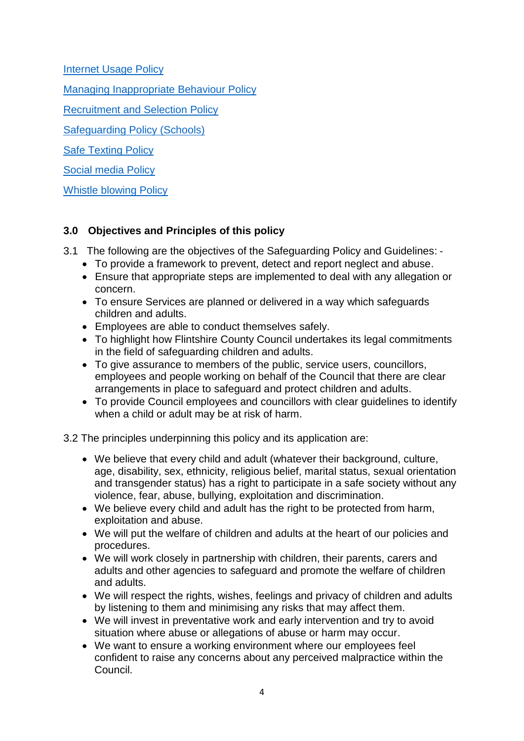Internet Usage Policy

Managing Inappropriate Behaviour Policy

Recruitment and Selection Policy

Safeguarding Policy (Schools)

Safe Texting Policy

Social media Policy

Whistle blowing Policy

## 3.0 Objectives and Principles of this policy

3.1 The following are the objectives of the Safeguarding Policy and Guidelines: -

- To provide a framework to prevent, detect and report neglect and abuse.
- Ensure that appropriate steps are implemented to deal with any allegation or concern.
- To ensure Services are planned or delivered in a way which safeguards children and adults.
- Employees are able to conduct themselves safely.
- To highlight how Flintshire County Council undertakes its legal commitments in the field of safeguarding children and adults.
- To give assurance to members of the public, service users, councillors, employees and people working on behalf of the Council that there are clear arrangements in place to safeguard and protect children and adults.
- To provide Council employees and councillors with clear guidelines to identify when a child or adult may be at risk of harm.

3.2 The principles underpinning this policy and its application are:

- We believe that every child and adult (whatever their background, culture, age, disability, sex, ethnicity, religious belief, marital status, sexual orientation and transgender status) has a right to participate in a safe society without any violence, fear, abuse, bullying, exploitation and discrimination.
- We believe every child and adult has the right to be protected from harm, exploitation and abuse.
- We will put the welfare of children and adults at the heart of our policies and procedures.
- We will work closely in partnership with children, their parents, carers and adults and other agencies to safeguard and promote the welfare of children and adults.
- We will respect the rights, wishes, feelings and privacy of children and adults by listening to them and minimising any risks that may affect them.
- We will invest in preventative work and early intervention and try to avoid situation where abuse or allegations of abuse or harm may occur.
- We want to ensure a working environment where our employees feel confident to raise any concerns about any perceived malpractice within the Council.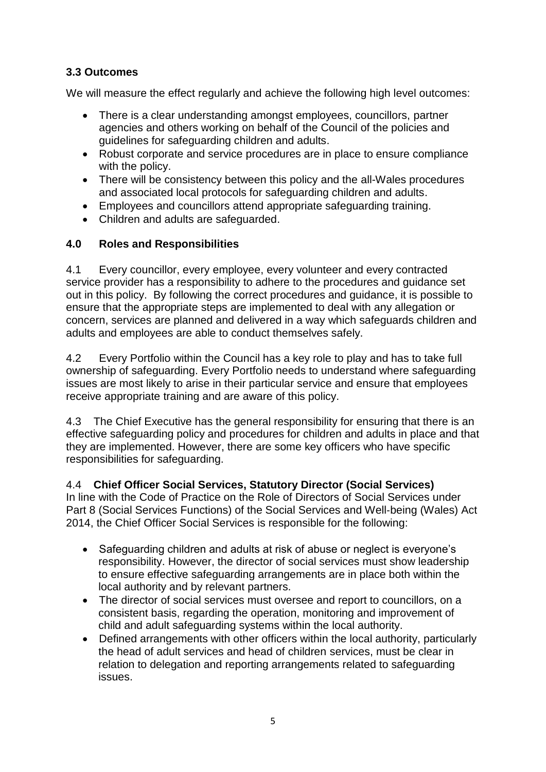### 3.3 Outcomes

We will measure the effect regularly and achieve the following high level outcomes:

- There is a clear understanding amongst employees, councillors, partner agencies and others working on behalf of the Council of the policies and guidelines for safeguarding children and adults.
- Robust corporate and service procedures are in place to ensure compliance with the policy.
- There will be consistency between this policy and the all-Wales procedures and associated local protocols for safeguarding children and adults.
- Employees and councillors attend appropriate safeguarding training.
- Children and adults are safeguarded.

## 4.0 Roles and Responsibilities

4.1 Every councillor, every employee, every volunteer and every contracted service provider has a responsibility to adhere to the procedures and guidance set out in this policy. By following the correct procedures and guidance, it is possible to ensure that the appropriate steps are implemented to deal with any allegation or concern, services are planned and delivered in a way which safeguards children and adults and employees are able to conduct themselves safely.

4.2 Every Portfolio within the Council has a key role to play and has to take full ownership of safeguarding. Every Portfolio needs to understand where safeguarding issues are most likely to arise in their particular service and ensure that employees receive appropriate training and are aware of this policy.

4.3 The Chief Executive has the general responsibility for ensuring that there is an effective safeguarding policy and procedures for children and adults in place and that they are implemented. However, there are some key officers who have specific responsibilities for safeguarding.

4.4 **Chief Officer Social Services, Statutory Director (Social Services)**
In line with the Code of Practice on the Role of Directors of Social Services under Part 8 (Social Services Functions) of the Social Services and Well-being (Wales) Act 2014, the Chief Officer Social Services is responsible for the following:

- Safeguarding children and adults at risk of abuse or neglect is everyone's responsibility. However, the director of social services must show leadership to ensure effective safeguarding arrangements are in place both within the local authority and by relevant partners.
- The director of social services must oversee and report to councillors, on a consistent basis, regarding the operation, monitoring and improvement of child and adult safeguarding systems within the local authority.
- Defined arrangements with other officers within the local authority, particularly the head of adult services and head of children services, must be clear in relation to delegation and reporting arrangements related to safeguarding issues.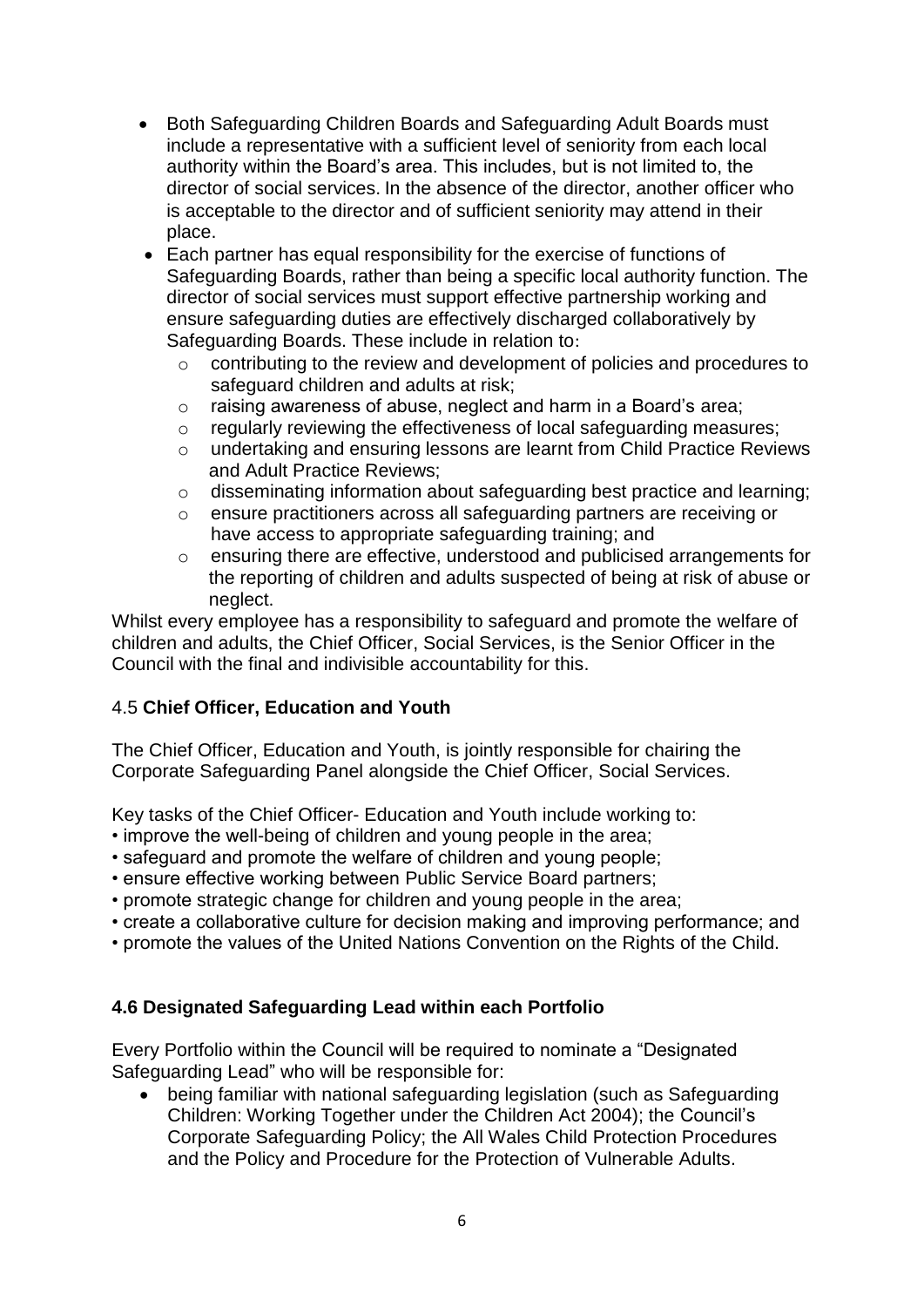- Both Safeguarding Children Boards and Safeguarding Adult Boards must include a representative with a sufficient level of seniority from each local authority within the Board's area. This includes, but is not limited to, the director of social services. In the absence of the director, another officer who is acceptable to the director and of sufficient seniority may attend in their place.
- Each partner has equal responsibility for the exercise of functions of Safeguarding Boards, rather than being a specific local authority function. The director of social services must support effective partnership working and ensure safeguarding duties are effectively discharged collaboratively by Safeguarding Boards. These include in relation to:
  - contributing to the review and development of policies and procedures to safeguard children and adults at risk;
  - raising awareness of abuse, neglect and harm in a Board's area;
  - regularly reviewing the effectiveness of local safeguarding measures;
  - undertaking and ensuring lessons are learnt from Child Practice Reviews and Adult Practice Reviews;
  - disseminating information about safeguarding best practice and learning;
  - ensure practitioners across all safeguarding partners are receiving or have access to appropriate safeguarding training; and
  - ensuring there are effective, understood and publicised arrangements for the reporting of children and adults suspected of being at risk of abuse or neglect.

Whilst every employee has a responsibility to safeguard and promote the welfare of children and adults, the Chief Officer, Social Services, is the Senior Officer in the Council with the final and indivisible accountability for this.

### 4.5 **Chief Officer, Education and Youth**

The Chief Officer, Education and Youth, is jointly responsible for chairing the Corporate Safeguarding Panel alongside the Chief Officer, Social Services.

Key tasks of the Chief Officer- Education and Youth include working to:

- improve the well-being of children and young people in the area;
- safeguard and promote the welfare of children and young people;
- ensure effective working between Public Service Board partners;
- promote strategic change for children and young people in the area;
- create a collaborative culture for decision making and improving performance; and
- promote the values of the United Nations Convention on the Rights of the Child.

### 4.6 Designated Safeguarding Lead within each Portfolio

Every Portfolio within the Council will be required to nominate a "Designated Safeguarding Lead" who will be responsible for:

- being familiar with national safeguarding legislation (such as Safeguarding Children: Working Together under the Children Act 2004); the Council's Corporate Safeguarding Policy; the All Wales Child Protection Procedures and the Policy and Procedure for the Protection of Vulnerable Adults.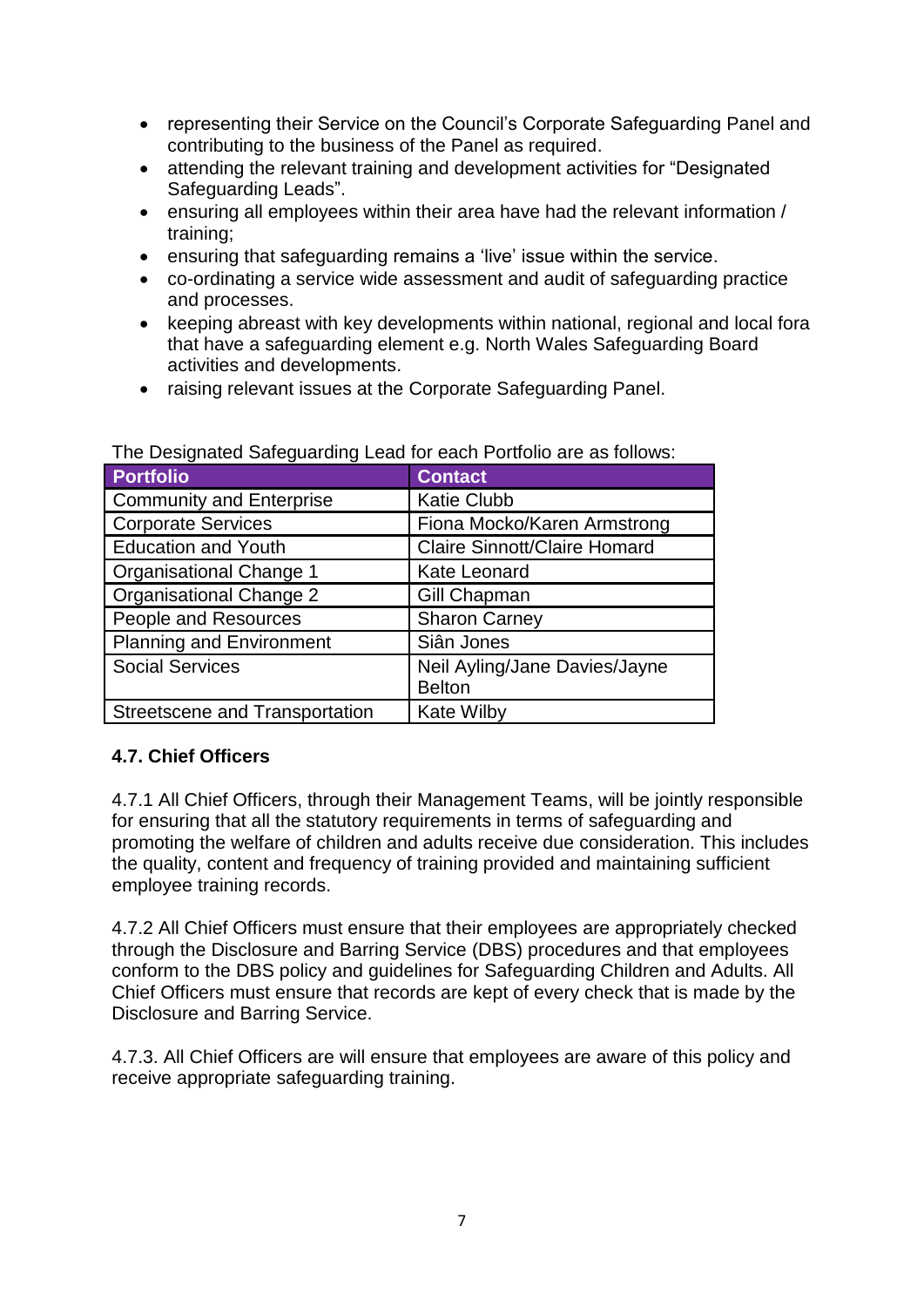- representing their Service on the Council's Corporate Safeguarding Panel and contributing to the business of the Panel as required.
- attending the relevant training and development activities for "Designated Safeguarding Leads".
- ensuring all employees within their area have had the relevant information / training;
- ensuring that safeguarding remains a 'live' issue within the service.
- co-ordinating a service wide assessment and audit of safeguarding practice and processes.
- keeping abreast with key developments within national, regional and local fora that have a safeguarding element e.g. North Wales Safeguarding Board activities and developments.
- raising relevant issues at the Corporate Safeguarding Panel.

The Designated Safeguarding Lead for each Portfolio are as follows:

| Portfolio | Contact |
|---|---|
| Community and Enterprise | Katie Clubb |
| Corporate Services | Fiona Mocko/Karen Armstrong |
| Education and Youth | Claire Sinnott/Claire Homard |
| Organisational Change 1 | Kate Leonard |
| Organisational Change 2 | Gill Chapman |
| People and Resources | Sharon Carney |
| Planning and Environment | Siân Jones |
| Social Services | Neil Ayling/Jane Davies/Jayne Belton |
| Streetscene and Transportation | Kate Wilby |

### 4.7. Chief Officers

4.7.1 All Chief Officers, through their Management Teams, will be jointly responsible for ensuring that all the statutory requirements in terms of safeguarding and promoting the welfare of children and adults receive due consideration. This includes the quality, content and frequency of training provided and maintaining sufficient employee training records.

4.7.2 All Chief Officers must ensure that their employees are appropriately checked through the Disclosure and Barring Service (DBS) procedures and that employees conform to the DBS policy and guidelines for Safeguarding Children and Adults. All Chief Officers must ensure that records are kept of every check that is made by the Disclosure and Barring Service.

4.7.3. All Chief Officers are will ensure that employees are aware of this policy and receive appropriate safeguarding training.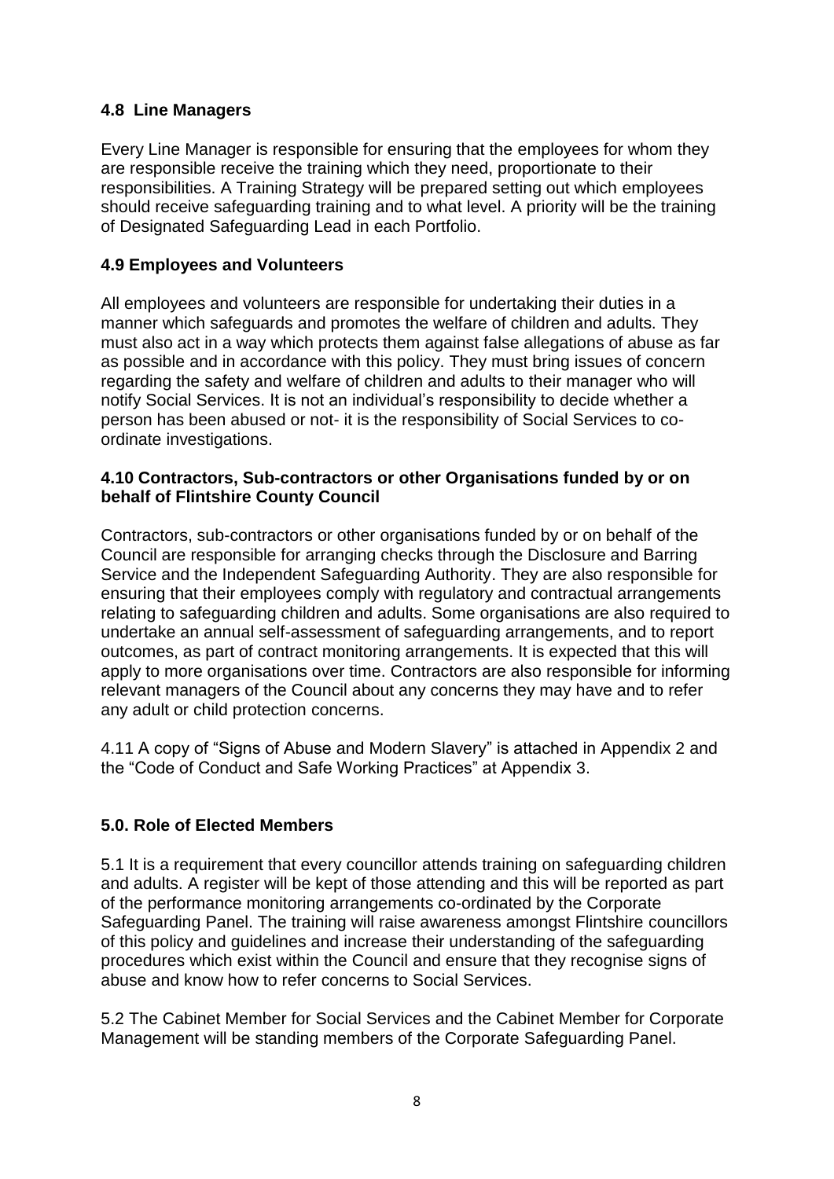### 4.8 Line Managers

Every Line Manager is responsible for ensuring that the employees for whom they are responsible receive the training which they need, proportionate to their responsibilities. A Training Strategy will be prepared setting out which employees should receive safeguarding training and to what level. A priority will be the training of Designated Safeguarding Lead in each Portfolio.

### 4.9 Employees and Volunteers

All employees and volunteers are responsible for undertaking their duties in a manner which safeguards and promotes the welfare of children and adults. They must also act in a way which protects them against false allegations of abuse as far as possible and in accordance with this policy. They must bring issues of concern regarding the safety and welfare of children and adults to their manager who will notify Social Services. It is not an individual's responsibility to decide whether a person has been abused or not- it is the responsibility of Social Services to co-ordinate investigations.

### 4.10 Contractors, Sub-contractors or other Organisations funded by or on behalf of Flintshire County Council

Contractors, sub-contractors or other organisations funded by or on behalf of the Council are responsible for arranging checks through the Disclosure and Barring Service and the Independent Safeguarding Authority. They are also responsible for ensuring that their employees comply with regulatory and contractual arrangements relating to safeguarding children and adults. Some organisations are also required to undertake an annual self-assessment of safeguarding arrangements, and to report outcomes, as part of contract monitoring arrangements. It is expected that this will apply to more organisations over time. Contractors are also responsible for informing relevant managers of the Council about any concerns they may have and to refer any adult or child protection concerns.

4.11 A copy of "Signs of Abuse and Modern Slavery" is attached in Appendix 2 and the "Code of Conduct and Safe Working Practices" at Appendix 3.

## 5.0. Role of Elected Members

5.1 It is a requirement that every councillor attends training on safeguarding children and adults. A register will be kept of those attending and this will be reported as part of the performance monitoring arrangements co-ordinated by the Corporate Safeguarding Panel. The training will raise awareness amongst Flintshire councillors of this policy and guidelines and increase their understanding of the safeguarding procedures which exist within the Council and ensure that they recognise signs of abuse and know how to refer concerns to Social Services.

5.2 The Cabinet Member for Social Services and the Cabinet Member for Corporate Management will be standing members of the Corporate Safeguarding Panel.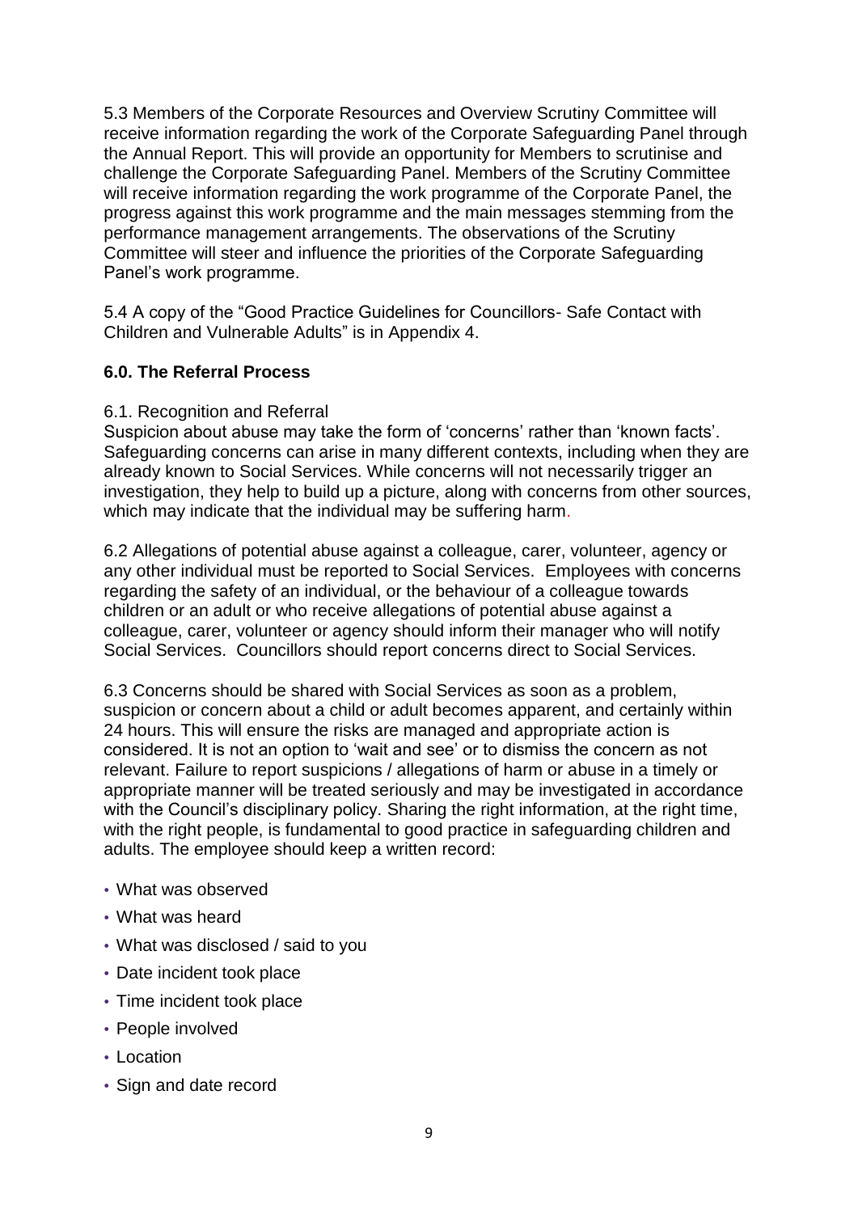5.3 Members of the Corporate Resources and Overview Scrutiny Committee will receive information regarding the work of the Corporate Safeguarding Panel through the Annual Report. This will provide an opportunity for Members to scrutinise and challenge the Corporate Safeguarding Panel. Members of the Scrutiny Committee will receive information regarding the work programme of the Corporate Panel, the progress against this work programme and the main messages stemming from the performance management arrangements. The observations of the Scrutiny Committee will steer and influence the priorities of the Corporate Safeguarding Panel's work programme.

5.4 A copy of the "Good Practice Guidelines for Councillors- Safe Contact with Children and Vulnerable Adults" is in Appendix 4.

## 6.0. The Referral Process

6.1. Recognition and Referral

Suspicion about abuse may take the form of 'concerns' rather than 'known facts'. Safeguarding concerns can arise in many different contexts, including when they are already known to Social Services. While concerns will not necessarily trigger an investigation, they help to build up a picture, along with concerns from other sources, which may indicate that the individual may be suffering harm.

6.2 Allegations of potential abuse against a colleague, carer, volunteer, agency or any other individual must be reported to Social Services. Employees with concerns regarding the safety of an individual, or the behaviour of a colleague towards children or an adult or who receive allegations of potential abuse against a colleague, carer, volunteer or agency should inform their manager who will notify Social Services. Councillors should report concerns direct to Social Services.

6.3 Concerns should be shared with Social Services as soon as a problem, suspicion or concern about a child or adult becomes apparent, and certainly within 24 hours. This will ensure the risks are managed and appropriate action is considered. It is not an option to 'wait and see' or to dismiss the concern as not relevant. Failure to report suspicions / allegations of harm or abuse in a timely or appropriate manner will be treated seriously and may be investigated in accordance with the Council's disciplinary policy. Sharing the right information, at the right time, with the right people, is fundamental to good practice in safeguarding children and adults. The employee should keep a written record:

- What was observed
- What was heard
- What was disclosed / said to you
- Date incident took place
- Time incident took place
- People involved
- Location
- Sign and date record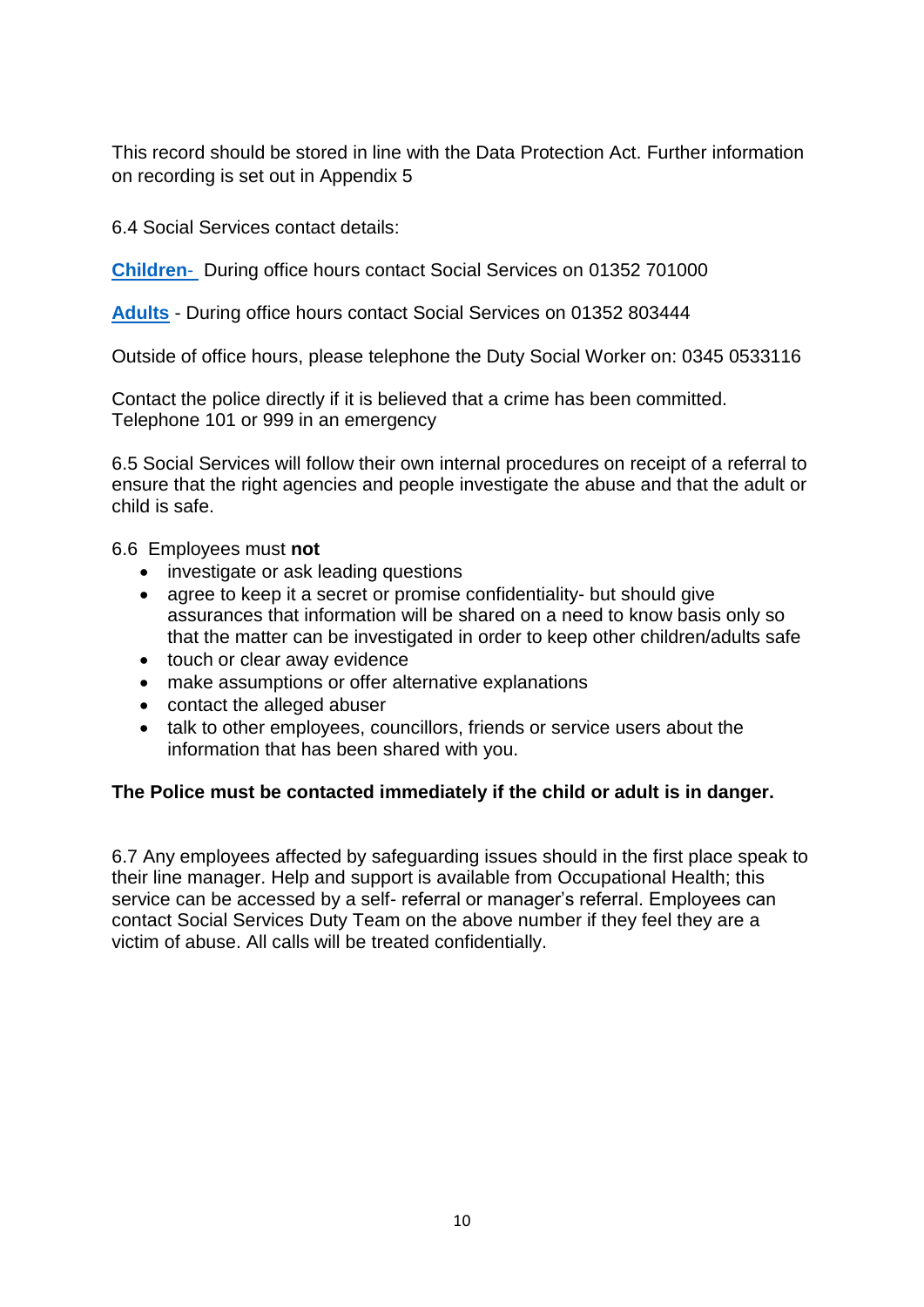This record should be stored in line with the Data Protection Act. Further information on recording is set out in Appendix 5

6.4 Social Services contact details:

**Children-** During office hours contact Social Services on 01352 701000

**Adults** - During office hours contact Social Services on 01352 803444

Outside of office hours, please telephone the Duty Social Worker on: 0345 0533116

Contact the police directly if it is believed that a crime has been committed. Telephone 101 or 999 in an emergency

6.5 Social Services will follow their own internal procedures on receipt of a referral to ensure that the right agencies and people investigate the abuse and that the adult or child is safe.

6.6 Employees must **not**

- investigate or ask leading questions
- agree to keep it a secret or promise confidentiality- but should give assurances that information will be shared on a need to know basis only so that the matter can be investigated in order to keep other children/adults safe
- touch or clear away evidence
- make assumptions or offer alternative explanations
- contact the alleged abuser
- talk to other employees, councillors, friends or service users about the information that has been shared with you.

**The Police must be contacted immediately if the child or adult is in danger.**

6.7 Any employees affected by safeguarding issues should in the first place speak to their line manager. Help and support is available from Occupational Health; this service can be accessed by a self- referral or manager's referral. Employees can contact Social Services Duty Team on the above number if they feel they are a victim of abuse. All calls will be treated confidentially.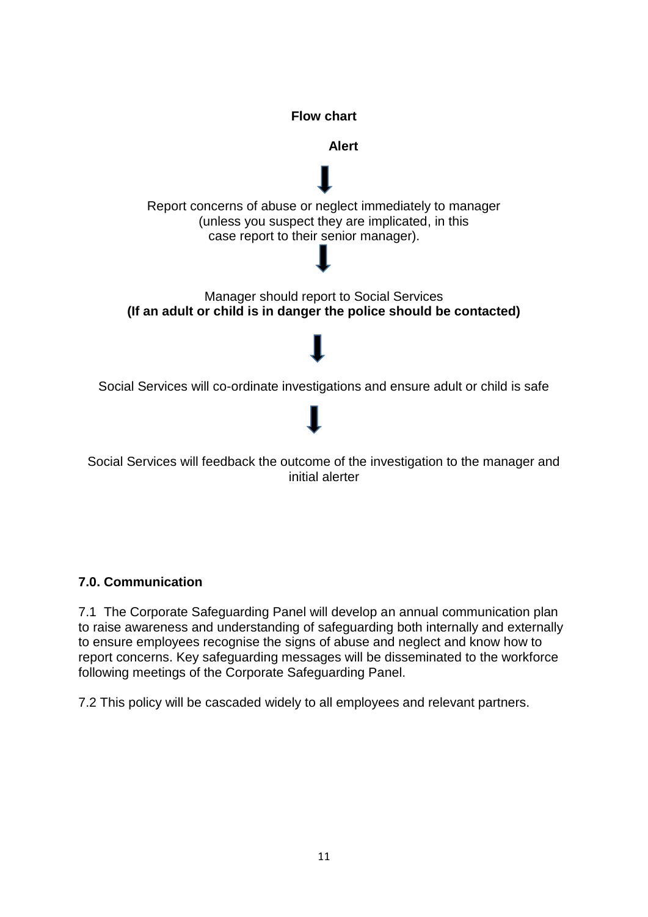**Flow chart**

**Alert**

↓

Report concerns of abuse or neglect immediately to manager (unless you suspect they are implicated, in this case report to their senior manager).

↓

Manager should report to Social Services
**(If an adult or child is in danger the police should be contacted)**

↓

Social Services will co-ordinate investigations and ensure adult or child is safe

↓

Social Services will feedback the outcome of the investigation to the manager and initial alerter

## 7.0. Communication

7.1 The Corporate Safeguarding Panel will develop an annual communication plan to raise awareness and understanding of safeguarding both internally and externally to ensure employees recognise the signs of abuse and neglect and know how to report concerns. Key safeguarding messages will be disseminated to the workforce following meetings of the Corporate Safeguarding Panel.

7.2 This policy will be cascaded widely to all employees and relevant partners.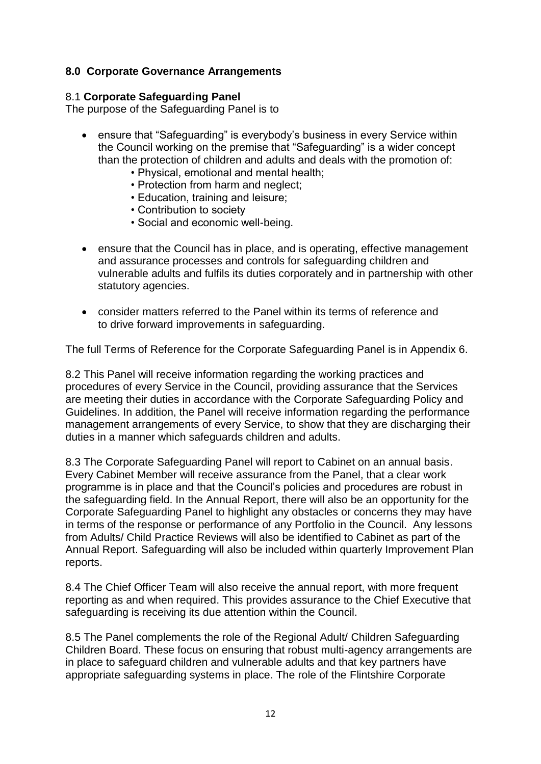## 8.0 Corporate Governance Arrangements

### 8.1 **Corporate Safeguarding Panel**

The purpose of the Safeguarding Panel is to

- ensure that "Safeguarding" is everybody's business in every Service within the Council working on the premise that "Safeguarding" is a wider concept than the protection of children and adults and deals with the promotion of:
  - Physical, emotional and mental health;
  - Protection from harm and neglect;
  - Education, training and leisure;
  - Contribution to society
  - Social and economic well-being.
- ensure that the Council has in place, and is operating, effective management and assurance processes and controls for safeguarding children and vulnerable adults and fulfils its duties corporately and in partnership with other statutory agencies.
- consider matters referred to the Panel within its terms of reference and to drive forward improvements in safeguarding.

The full Terms of Reference for the Corporate Safeguarding Panel is in Appendix 6.

8.2 This Panel will receive information regarding the working practices and procedures of every Service in the Council, providing assurance that the Services are meeting their duties in accordance with the Corporate Safeguarding Policy and Guidelines. In addition, the Panel will receive information regarding the performance management arrangements of every Service, to show that they are discharging their duties in a manner which safeguards children and adults.

8.3 The Corporate Safeguarding Panel will report to Cabinet on an annual basis. Every Cabinet Member will receive assurance from the Panel, that a clear work programme is in place and that the Council's policies and procedures are robust in the safeguarding field. In the Annual Report, there will also be an opportunity for the Corporate Safeguarding Panel to highlight any obstacles or concerns they may have in terms of the response or performance of any Portfolio in the Council. Any lessons from Adults/ Child Practice Reviews will also be identified to Cabinet as part of the Annual Report. Safeguarding will also be included within quarterly Improvement Plan reports.

8.4 The Chief Officer Team will also receive the annual report, with more frequent reporting as and when required. This provides assurance to the Chief Executive that safeguarding is receiving its due attention within the Council.

8.5 The Panel complements the role of the Regional Adult/ Children Safeguarding Children Board. These focus on ensuring that robust multi-agency arrangements are in place to safeguard children and vulnerable adults and that key partners have appropriate safeguarding systems in place. The role of the Flintshire Corporate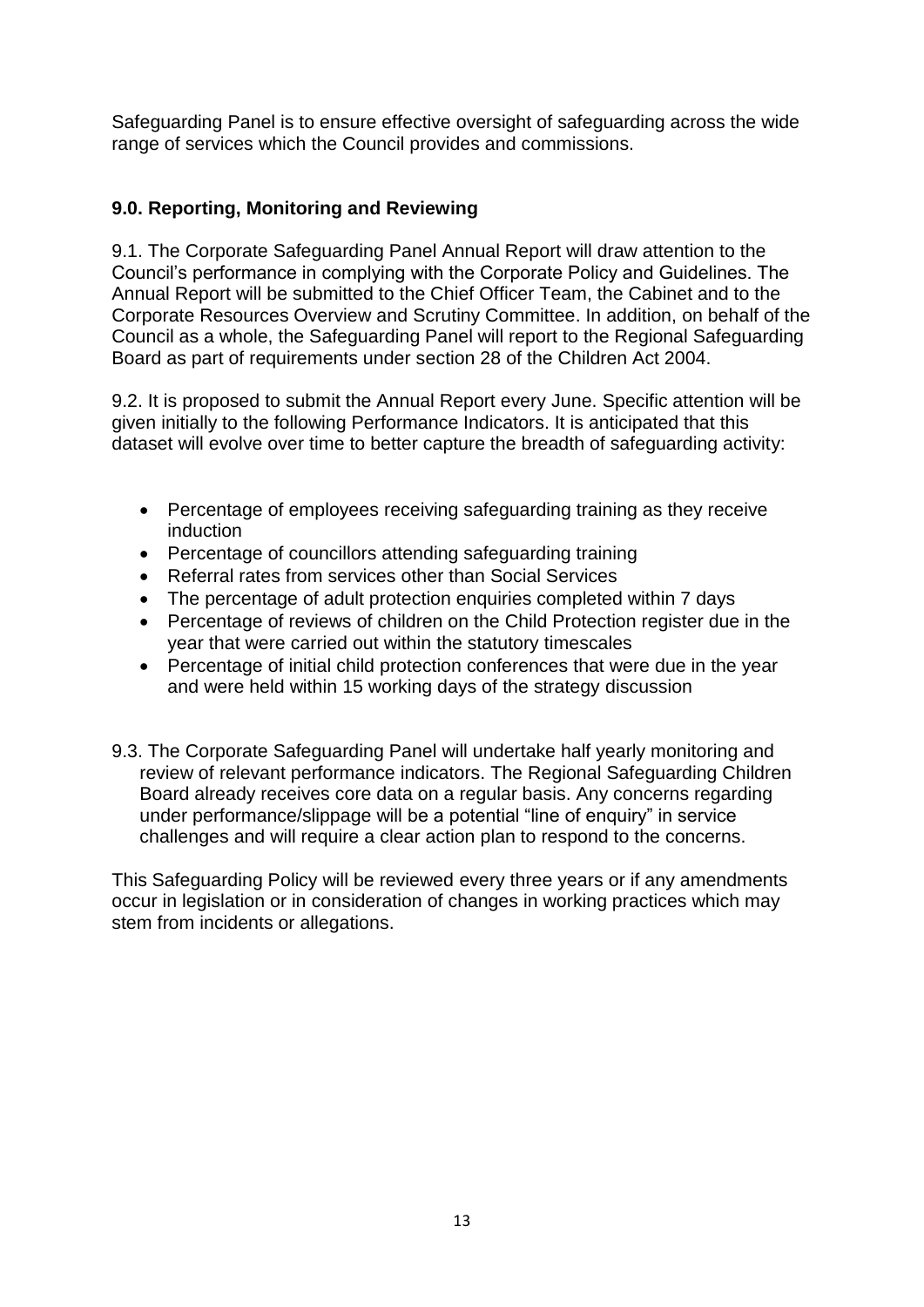Safeguarding Panel is to ensure effective oversight of safeguarding across the wide range of services which the Council provides and commissions.

## 9.0. Reporting, Monitoring and Reviewing

9.1. The Corporate Safeguarding Panel Annual Report will draw attention to the Council's performance in complying with the Corporate Policy and Guidelines. The Annual Report will be submitted to the Chief Officer Team, the Cabinet and to the Corporate Resources Overview and Scrutiny Committee. In addition, on behalf of the Council as a whole, the Safeguarding Panel will report to the Regional Safeguarding Board as part of requirements under section 28 of the Children Act 2004.

9.2. It is proposed to submit the Annual Report every June. Specific attention will be given initially to the following Performance Indicators. It is anticipated that this dataset will evolve over time to better capture the breadth of safeguarding activity:

- Percentage of employees receiving safeguarding training as they receive induction
- Percentage of councillors attending safeguarding training
- Referral rates from services other than Social Services
- The percentage of adult protection enquiries completed within 7 days
- Percentage of reviews of children on the Child Protection register due in the year that were carried out within the statutory timescales
- Percentage of initial child protection conferences that were due in the year and were held within 15 working days of the strategy discussion

9.3. The Corporate Safeguarding Panel will undertake half yearly monitoring and review of relevant performance indicators. The Regional Safeguarding Children Board already receives core data on a regular basis. Any concerns regarding under performance/slippage will be a potential "line of enquiry" in service challenges and will require a clear action plan to respond to the concerns.

This Safeguarding Policy will be reviewed every three years or if any amendments occur in legislation or in consideration of changes in working practices which may stem from incidents or allegations.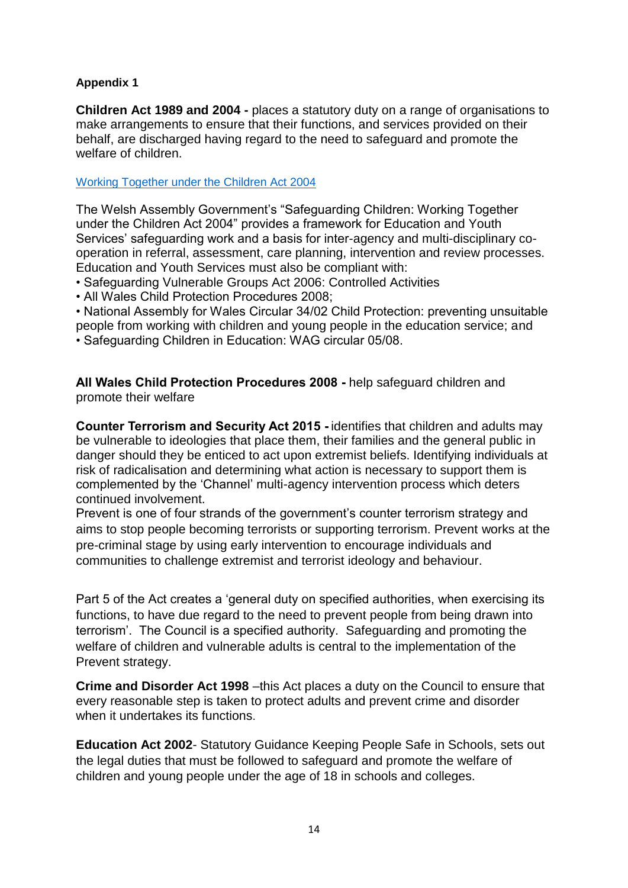**Appendix 1**

**Children Act 1989 and 2004 -** places a statutory duty on a range of organisations to make arrangements to ensure that their functions, and services provided on their behalf, are discharged having regard to the need to safeguard and promote the welfare of children.

[Working Together under the Children Act 2004]

The Welsh Assembly Government's "Safeguarding Children: Working Together under the Children Act 2004" provides a framework for Education and Youth Services' safeguarding work and a basis for inter-agency and multi-disciplinary co-operation in referral, assessment, care planning, intervention and review processes. Education and Youth Services must also be compliant with:

- Safeguarding Vulnerable Groups Act 2006: Controlled Activities
- All Wales Child Protection Procedures 2008;
- National Assembly for Wales Circular 34/02 Child Protection: preventing unsuitable people from working with children and young people in the education service; and
- Safeguarding Children in Education: WAG circular 05/08.

**All Wales Child Protection Procedures 2008 -** help safeguard children and promote their welfare

**Counter Terrorism and Security Act 2015 -** identifies that children and adults may be vulnerable to ideologies that place them, their families and the general public in danger should they be enticed to act upon extremist beliefs. Identifying individuals at risk of radicalisation and determining what action is necessary to support them is complemented by the 'Channel' multi-agency intervention process which deters continued involvement.
Prevent is one of four strands of the government's counter terrorism strategy and aims to stop people becoming terrorists or supporting terrorism. Prevent works at the pre-criminal stage by using early intervention to encourage individuals and communities to challenge extremist and terrorist ideology and behaviour.

Part 5 of the Act creates a 'general duty on specified authorities, when exercising its functions, to have due regard to the need to prevent people from being drawn into terrorism'. The Council is a specified authority. Safeguarding and promoting the welfare of children and vulnerable adults is central to the implementation of the Prevent strategy.

**Crime and Disorder Act 1998** –this Act places a duty on the Council to ensure that every reasonable step is taken to protect adults and prevent crime and disorder when it undertakes its functions.

**Education Act 2002**- Statutory Guidance Keeping People Safe in Schools, sets out the legal duties that must be followed to safeguard and promote the welfare of children and young people under the age of 18 in schools and colleges.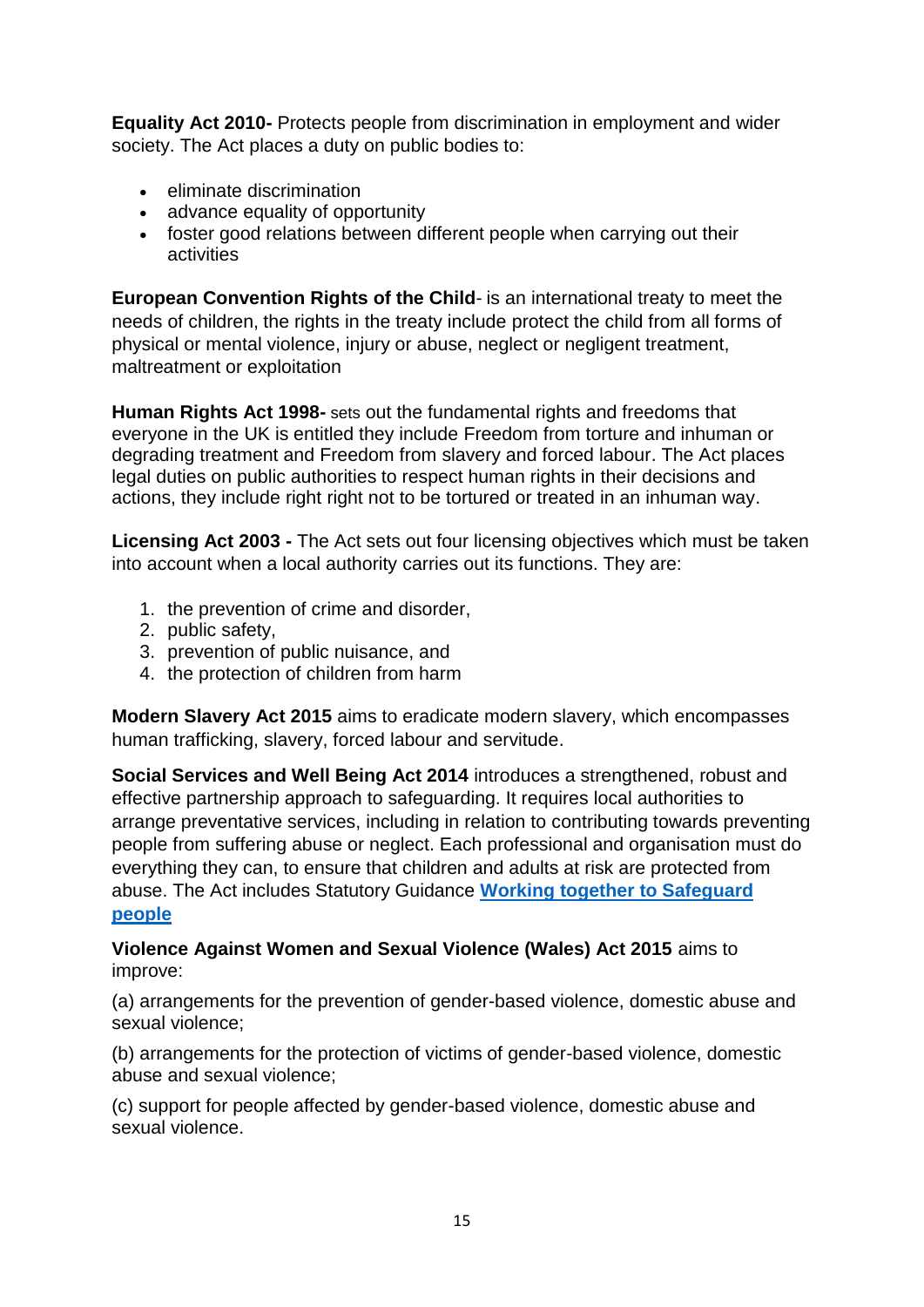**Equality Act 2010-** Protects people from discrimination in employment and wider society. The Act places a duty on public bodies to:

- eliminate discrimination
- advance equality of opportunity
- foster good relations between different people when carrying out their activities

**European Convention Rights of the Child**- is an international treaty to meet the needs of children, the rights in the treaty include protect the child from all forms of physical or mental violence, injury or abuse, neglect or negligent treatment, maltreatment or exploitation

**Human Rights Act 1998-** sets out the fundamental rights and freedoms that everyone in the UK is entitled they include Freedom from torture and inhuman or degrading treatment and Freedom from slavery and forced labour. The Act places legal duties on public authorities to respect human rights in their decisions and actions, they include right right not to be tortured or treated in an inhuman way.

**Licensing Act 2003 -** The Act sets out four licensing objectives which must be taken into account when a local authority carries out its functions. They are:

1. the prevention of crime and disorder,
2. public safety,
3. prevention of public nuisance, and
4. the protection of children from harm

**Modern Slavery Act 2015** aims to eradicate modern slavery, which encompasses human trafficking, slavery, forced labour and servitude.

**Social Services and Well Being Act 2014** introduces a strengthened, robust and effective partnership approach to safeguarding. It requires local authorities to arrange preventative services, including in relation to contributing towards preventing people from suffering abuse or neglect. Each professional and organisation must do everything they can, to ensure that children and adults at risk are protected from abuse. The Act includes Statutory Guidance **Working together to Safeguard people**

**Violence Against Women and Sexual Violence (Wales) Act 2015** aims to improve:

(a) arrangements for the prevention of gender-based violence, domestic abuse and sexual violence;

(b) arrangements for the protection of victims of gender-based violence, domestic abuse and sexual violence;

(c) support for people affected by gender-based violence, domestic abuse and sexual violence.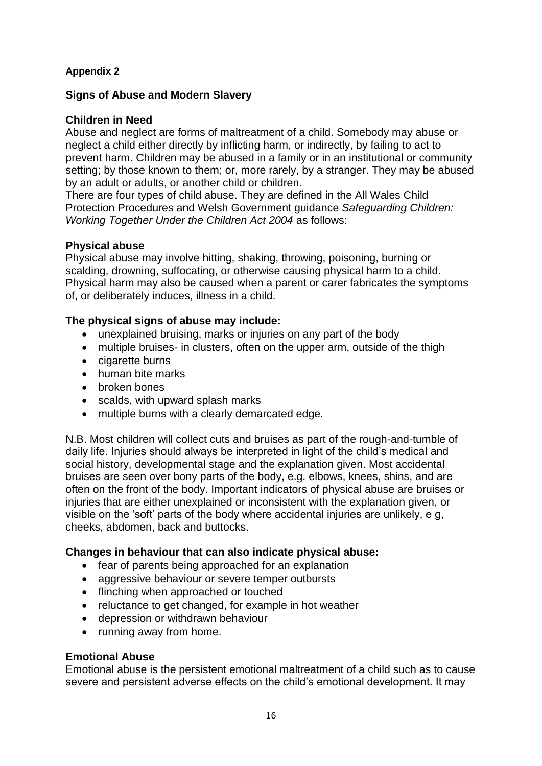**Appendix 2**

**Signs of Abuse and Modern Slavery**

**Children in Need**

Abuse and neglect are forms of maltreatment of a child. Somebody may abuse or neglect a child either directly by inflicting harm, or indirectly, by failing to act to prevent harm. Children may be abused in a family or in an institutional or community setting; by those known to them; or, more rarely, by a stranger. They may be abused by an adult or adults, or another child or children.

There are four types of child abuse. They are defined in the All Wales Child Protection Procedures and Welsh Government guidance *Safeguarding Children: Working Together Under the Children Act 2004* as follows:

**Physical abuse**

Physical abuse may involve hitting, shaking, throwing, poisoning, burning or scalding, drowning, suffocating, or otherwise causing physical harm to a child. Physical harm may also be caused when a parent or carer fabricates the symptoms of, or deliberately induces, illness in a child.

**The physical signs of abuse may include:**

- unexplained bruising, marks or injuries on any part of the body
- multiple bruises- in clusters, often on the upper arm, outside of the thigh
- cigarette burns
- human bite marks
- broken bones
- scalds, with upward splash marks
- multiple burns with a clearly demarcated edge.

N.B. Most children will collect cuts and bruises as part of the rough-and-tumble of daily life. Injuries should always be interpreted in light of the child's medical and social history, developmental stage and the explanation given. Most accidental bruises are seen over bony parts of the body, e.g. elbows, knees, shins, and are often on the front of the body. Important indicators of physical abuse are bruises or injuries that are either unexplained or inconsistent with the explanation given, or visible on the 'soft' parts of the body where accidental injuries are unlikely, e g, cheeks, abdomen, back and buttocks.

**Changes in behaviour that can also indicate physical abuse:**

- fear of parents being approached for an explanation
- aggressive behaviour or severe temper outbursts
- flinching when approached or touched
- reluctance to get changed, for example in hot weather
- depression or withdrawn behaviour
- running away from home.

**Emotional Abuse**

Emotional abuse is the persistent emotional maltreatment of a child such as to cause severe and persistent adverse effects on the child's emotional development. It may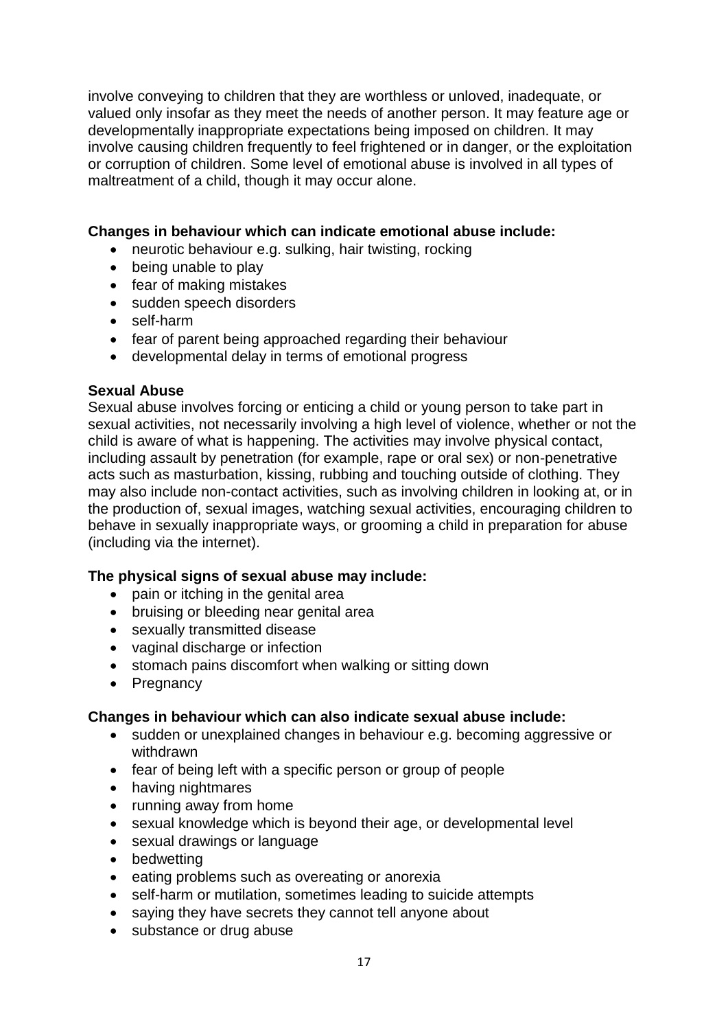involve conveying to children that they are worthless or unloved, inadequate, or valued only insofar as they meet the needs of another person. It may feature age or developmentally inappropriate expectations being imposed on children. It may involve causing children frequently to feel frightened or in danger, or the exploitation or corruption of children. Some level of emotional abuse is involved in all types of maltreatment of a child, though it may occur alone.

**Changes in behaviour which can indicate emotional abuse include:**

- neurotic behaviour e.g. sulking, hair twisting, rocking
- being unable to play
- fear of making mistakes
- sudden speech disorders
- self-harm
- fear of parent being approached regarding their behaviour
- developmental delay in terms of emotional progress

**Sexual Abuse**

Sexual abuse involves forcing or enticing a child or young person to take part in sexual activities, not necessarily involving a high level of violence, whether or not the child is aware of what is happening. The activities may involve physical contact, including assault by penetration (for example, rape or oral sex) or non-penetrative acts such as masturbation, kissing, rubbing and touching outside of clothing. They may also include non-contact activities, such as involving children in looking at, or in the production of, sexual images, watching sexual activities, encouraging children to behave in sexually inappropriate ways, or grooming a child in preparation for abuse (including via the internet).

**The physical signs of sexual abuse may include:**

- pain or itching in the genital area
- bruising or bleeding near genital area
- sexually transmitted disease
- vaginal discharge or infection
- stomach pains discomfort when walking or sitting down
- Pregnancy

**Changes in behaviour which can also indicate sexual abuse include:**

- sudden or unexplained changes in behaviour e.g. becoming aggressive or withdrawn
- fear of being left with a specific person or group of people
- having nightmares
- running away from home
- sexual knowledge which is beyond their age, or developmental level
- sexual drawings or language
- bedwetting
- eating problems such as overeating or anorexia
- self-harm or mutilation, sometimes leading to suicide attempts
- saying they have secrets they cannot tell anyone about
- substance or drug abuse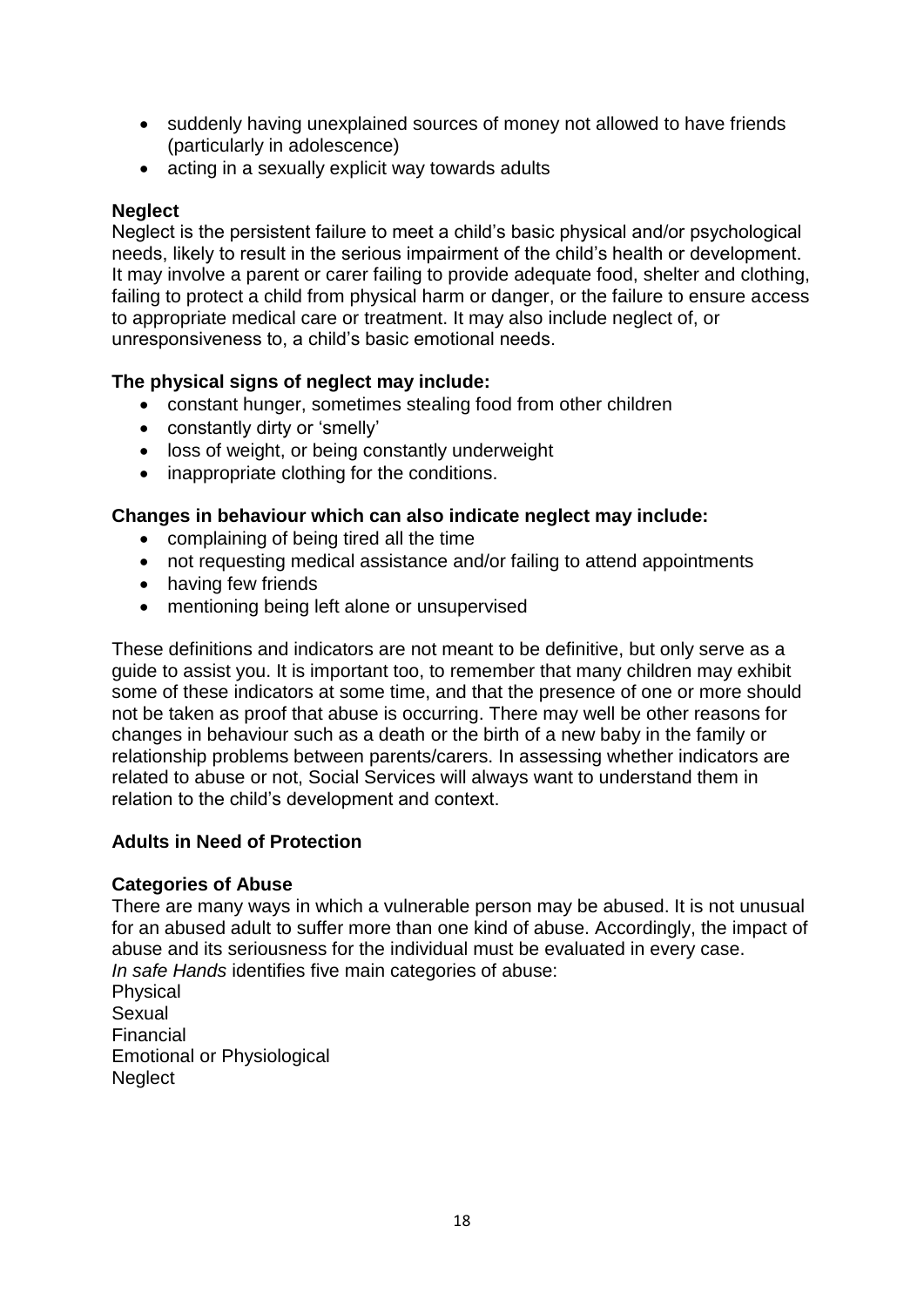- suddenly having unexplained sources of money not allowed to have friends (particularly in adolescence)
- acting in a sexually explicit way towards adults

**Neglect**

Neglect is the persistent failure to meet a child's basic physical and/or psychological needs, likely to result in the serious impairment of the child's health or development. It may involve a parent or carer failing to provide adequate food, shelter and clothing, failing to protect a child from physical harm or danger, or the failure to ensure access to appropriate medical care or treatment. It may also include neglect of, or unresponsiveness to, a child's basic emotional needs.

**The physical signs of neglect may include:**

- constant hunger, sometimes stealing food from other children
- constantly dirty or 'smelly'
- loss of weight, or being constantly underweight
- inappropriate clothing for the conditions.

**Changes in behaviour which can also indicate neglect may include:**

- complaining of being tired all the time
- not requesting medical assistance and/or failing to attend appointments
- having few friends
- mentioning being left alone or unsupervised

These definitions and indicators are not meant to be definitive, but only serve as a guide to assist you. It is important too, to remember that many children may exhibit some of these indicators at some time, and that the presence of one or more should not be taken as proof that abuse is occurring. There may well be other reasons for changes in behaviour such as a death or the birth of a new baby in the family or relationship problems between parents/carers. In assessing whether indicators are related to abuse or not, Social Services will always want to understand them in relation to the child's development and context.

**Adults in Need of Protection**

**Categories of Abuse**

There are many ways in which a vulnerable person may be abused. It is not unusual for an abused adult to suffer more than one kind of abuse. Accordingly, the impact of abuse and its seriousness for the individual must be evaluated in every case.
*In safe Hands* identifies five main categories of abuse:
Physical
Sexual
Financial
Emotional or Physiological
Neglect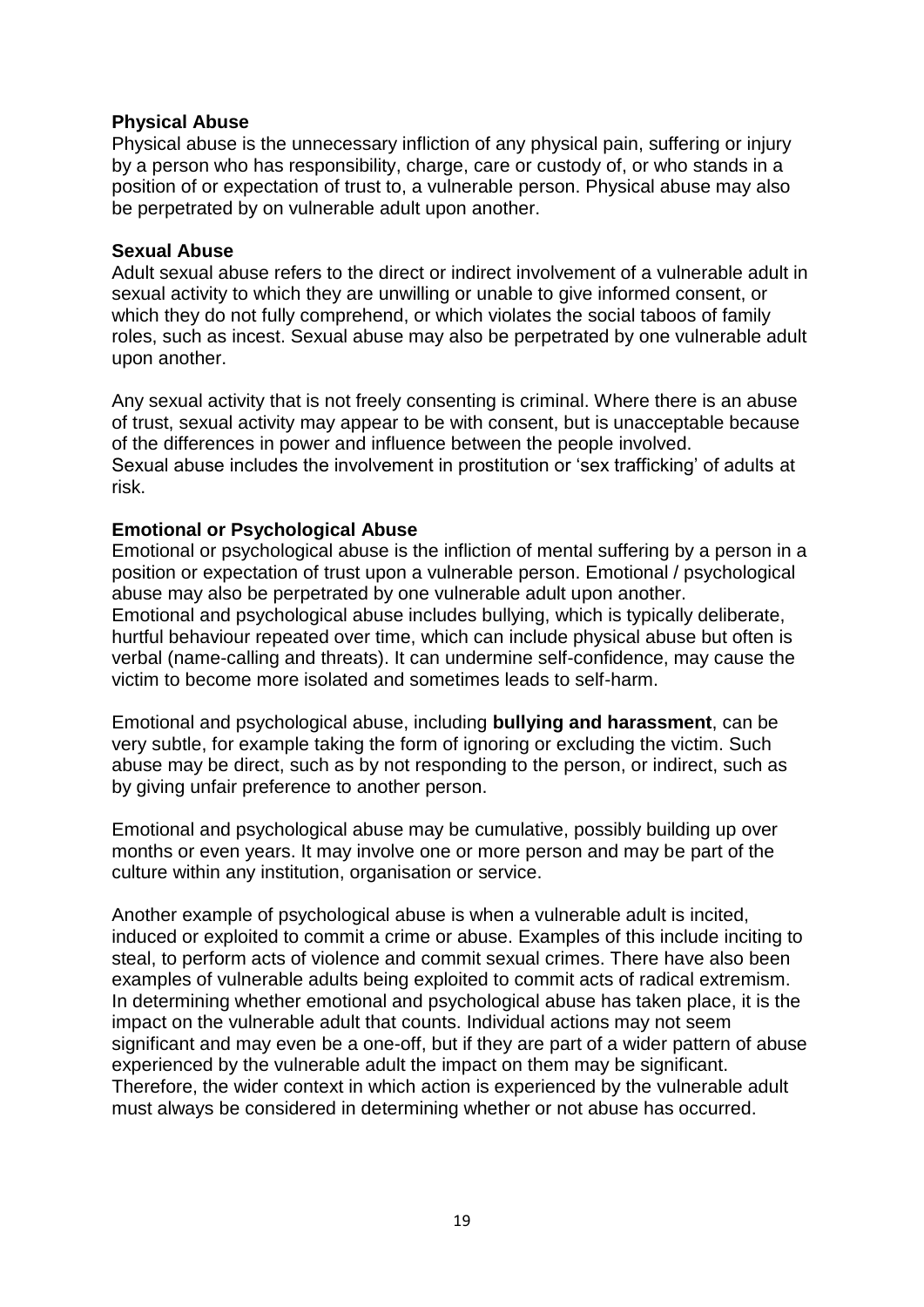**Physical Abuse**

Physical abuse is the unnecessary infliction of any physical pain, suffering or injury by a person who has responsibility, charge, care or custody of, or who stands in a position of or expectation of trust to, a vulnerable person. Physical abuse may also be perpetrated by on vulnerable adult upon another.

**Sexual Abuse**

Adult sexual abuse refers to the direct or indirect involvement of a vulnerable adult in sexual activity to which they are unwilling or unable to give informed consent, or which they do not fully comprehend, or which violates the social taboos of family roles, such as incest. Sexual abuse may also be perpetrated by one vulnerable adult upon another.

Any sexual activity that is not freely consenting is criminal. Where there is an abuse of trust, sexual activity may appear to be with consent, but is unacceptable because of the differences in power and influence between the people involved.
Sexual abuse includes the involvement in prostitution or 'sex trafficking' of adults at risk.

**Emotional or Psychological Abuse**

Emotional or psychological abuse is the infliction of mental suffering by a person in a position or expectation of trust upon a vulnerable person. Emotional / psychological abuse may also be perpetrated by one vulnerable adult upon another.
Emotional and psychological abuse includes bullying, which is typically deliberate, hurtful behaviour repeated over time, which can include physical abuse but often is verbal (name-calling and threats). It can undermine self-confidence, may cause the victim to become more isolated and sometimes leads to self-harm.

Emotional and psychological abuse, including **bullying and harassment**, can be very subtle, for example taking the form of ignoring or excluding the victim. Such abuse may be direct, such as by not responding to the person, or indirect, such as by giving unfair preference to another person.

Emotional and psychological abuse may be cumulative, possibly building up over months or even years. It may involve one or more person and may be part of the culture within any institution, organisation or service.

Another example of psychological abuse is when a vulnerable adult is incited, induced or exploited to commit a crime or abuse. Examples of this include inciting to steal, to perform acts of violence and commit sexual crimes. There have also been examples of vulnerable adults being exploited to commit acts of radical extremism.
In determining whether emotional and psychological abuse has taken place, it is the impact on the vulnerable adult that counts. Individual actions may not seem significant and may even be a one-off, but if they are part of a wider pattern of abuse experienced by the vulnerable adult the impact on them may be significant.
Therefore, the wider context in which action is experienced by the vulnerable adult must always be considered in determining whether or not abuse has occurred.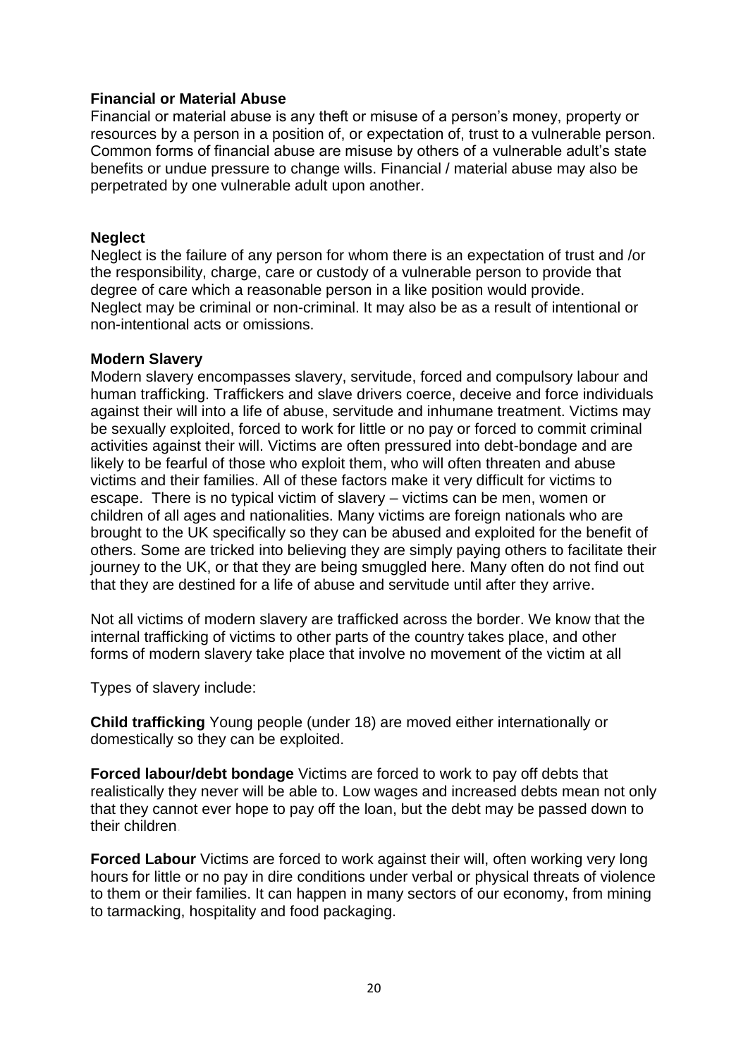**Financial or Material Abuse**

Financial or material abuse is any theft or misuse of a person's money, property or resources by a person in a position of, or expectation of, trust to a vulnerable person. Common forms of financial abuse are misuse by others of a vulnerable adult's state benefits or undue pressure to change wills. Financial / material abuse may also be perpetrated by one vulnerable adult upon another.

**Neglect**

Neglect is the failure of any person for whom there is an expectation of trust and /or the responsibility, charge, care or custody of a vulnerable person to provide that degree of care which a reasonable person in a like position would provide. Neglect may be criminal or non-criminal. It may also be as a result of intentional or non-intentional acts or omissions.

**Modern Slavery**

Modern slavery encompasses slavery, servitude, forced and compulsory labour and human trafficking. Traffickers and slave drivers coerce, deceive and force individuals against their will into a life of abuse, servitude and inhumane treatment. Victims may be sexually exploited, forced to work for little or no pay or forced to commit criminal activities against their will. Victims are often pressured into debt-bondage and are likely to be fearful of those who exploit them, who will often threaten and abuse victims and their families. All of these factors make it very difficult for victims to escape. There is no typical victim of slavery – victims can be men, women or children of all ages and nationalities. Many victims are foreign nationals who are brought to the UK specifically so they can be abused and exploited for the benefit of others. Some are tricked into believing they are simply paying others to facilitate their journey to the UK, or that they are being smuggled here. Many often do not find out that they are destined for a life of abuse and servitude until after they arrive.

Not all victims of modern slavery are trafficked across the border. We know that the internal trafficking of victims to other parts of the country takes place, and other forms of modern slavery take place that involve no movement of the victim at all

Types of slavery include:

**Child trafficking** Young people (under 18) are moved either internationally or domestically so they can be exploited.

**Forced labour/debt bondage** Victims are forced to work to pay off debts that realistically they never will be able to. Low wages and increased debts mean not only that they cannot ever hope to pay off the loan, but the debt may be passed down to their children.

**Forced Labour** Victims are forced to work against their will, often working very long hours for little or no pay in dire conditions under verbal or physical threats of violence to them or their families. It can happen in many sectors of our economy, from mining to tarmacking, hospitality and food packaging.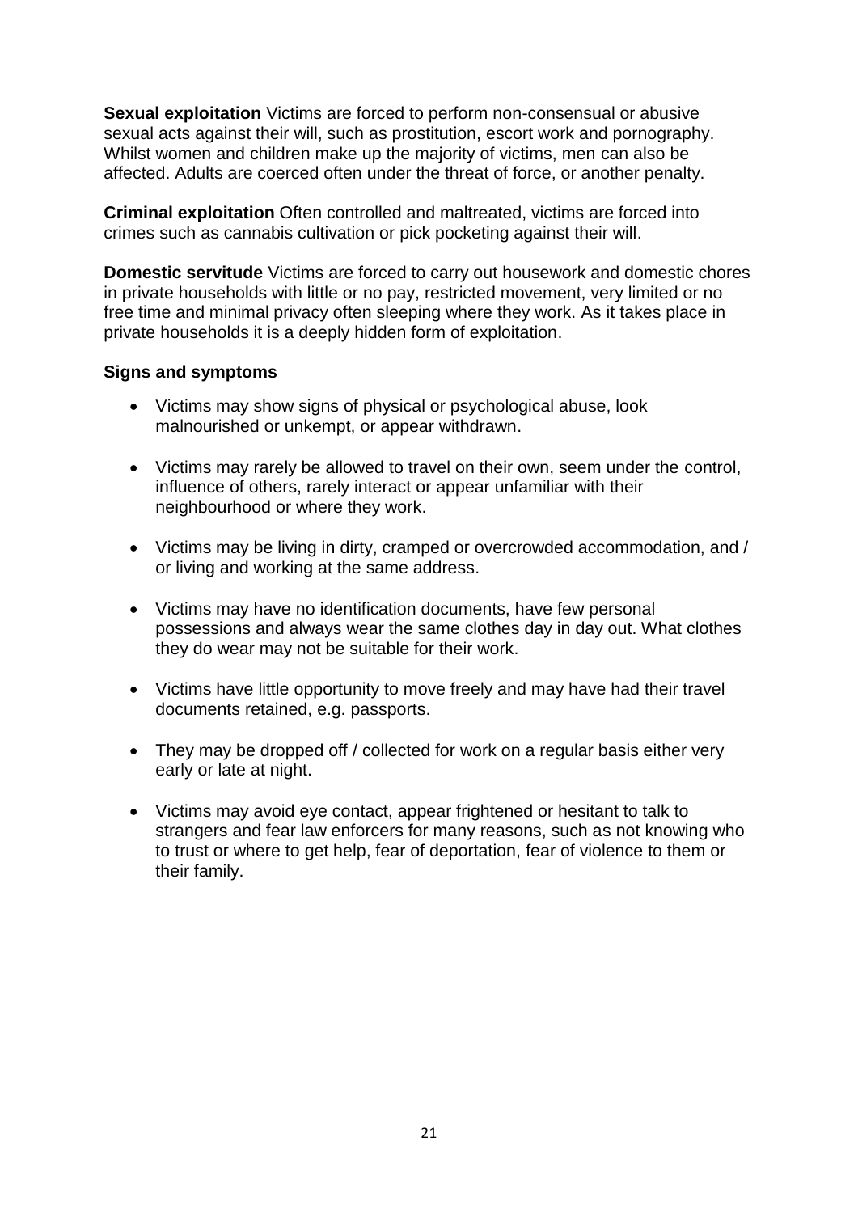**Sexual exploitation** Victims are forced to perform non-consensual or abusive sexual acts against their will, such as prostitution, escort work and pornography. Whilst women and children make up the majority of victims, men can also be affected. Adults are coerced often under the threat of force, or another penalty.

**Criminal exploitation** Often controlled and maltreated, victims are forced into crimes such as cannabis cultivation or pick pocketing against their will.

**Domestic servitude** Victims are forced to carry out housework and domestic chores in private households with little or no pay, restricted movement, very limited or no free time and minimal privacy often sleeping where they work. As it takes place in private households it is a deeply hidden form of exploitation.

**Signs and symptoms**

- Victims may show signs of physical or psychological abuse, look malnourished or unkempt, or appear withdrawn.
- Victims may rarely be allowed to travel on their own, seem under the control, influence of others, rarely interact or appear unfamiliar with their neighbourhood or where they work.
- Victims may be living in dirty, cramped or overcrowded accommodation, and / or living and working at the same address.
- Victims may have no identification documents, have few personal possessions and always wear the same clothes day in day out. What clothes they do wear may not be suitable for their work.
- Victims have little opportunity to move freely and may have had their travel documents retained, e.g. passports.
- They may be dropped off / collected for work on a regular basis either very early or late at night.
- Victims may avoid eye contact, appear frightened or hesitant to talk to strangers and fear law enforcers for many reasons, such as not knowing who to trust or where to get help, fear of deportation, fear of violence to them or their family.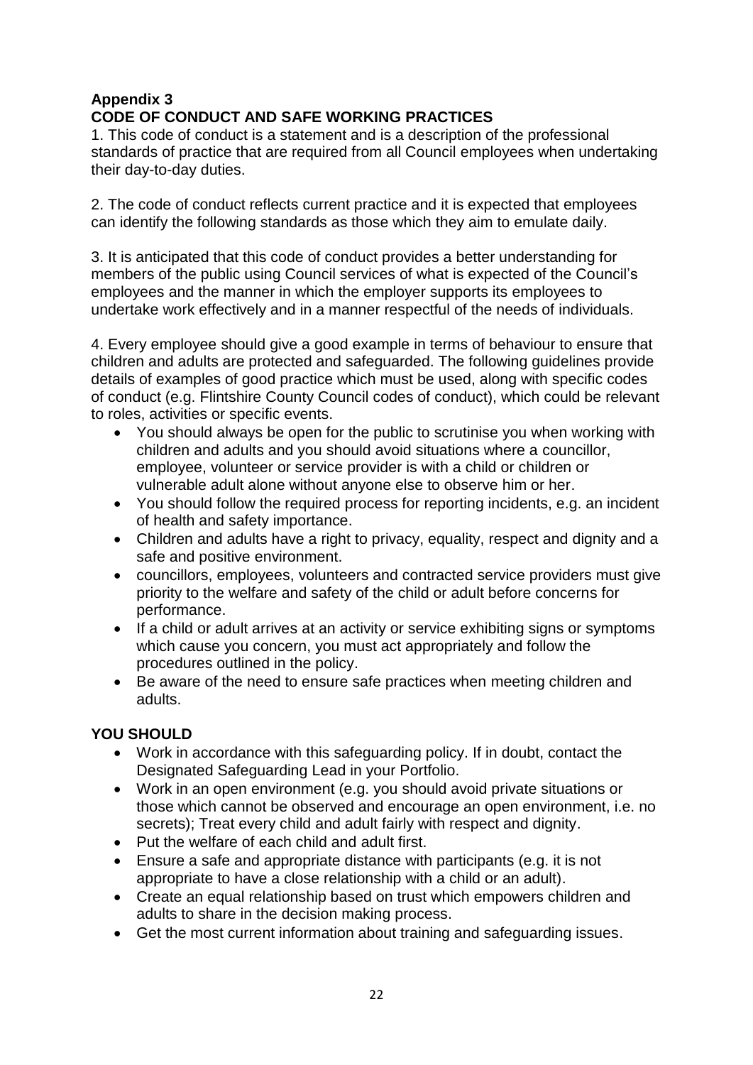**Appendix 3**

**CODE OF CONDUCT AND SAFE WORKING PRACTICES**

1. This code of conduct is a statement and is a description of the professional standards of practice that are required from all Council employees when undertaking their day-to-day duties.

2. The code of conduct reflects current practice and it is expected that employees can identify the following standards as those which they aim to emulate daily.

3. It is anticipated that this code of conduct provides a better understanding for members of the public using Council services of what is expected of the Council's employees and the manner in which the employer supports its employees to undertake work effectively and in a manner respectful of the needs of individuals.

4. Every employee should give a good example in terms of behaviour to ensure that children and adults are protected and safeguarded. The following guidelines provide details of examples of good practice which must be used, along with specific codes of conduct (e.g. Flintshire County Council codes of conduct), which could be relevant to roles, activities or specific events.

- You should always be open for the public to scrutinise you when working with children and adults and you should avoid situations where a councillor, employee, volunteer or service provider is with a child or children or vulnerable adult alone without anyone else to observe him or her.
- You should follow the required process for reporting incidents, e.g. an incident of health and safety importance.
- Children and adults have a right to privacy, equality, respect and dignity and a safe and positive environment.
- councillors, employees, volunteers and contracted service providers must give priority to the welfare and safety of the child or adult before concerns for performance.
- If a child or adult arrives at an activity or service exhibiting signs or symptoms which cause you concern, you must act appropriately and follow the procedures outlined in the policy.
- Be aware of the need to ensure safe practices when meeting children and adults.

**YOU SHOULD**

- Work in accordance with this safeguarding policy. If in doubt, contact the Designated Safeguarding Lead in your Portfolio.
- Work in an open environment (e.g. you should avoid private situations or those which cannot be observed and encourage an open environment, i.e. no secrets); Treat every child and adult fairly with respect and dignity.
- Put the welfare of each child and adult first.
- Ensure a safe and appropriate distance with participants (e.g. it is not appropriate to have a close relationship with a child or an adult).
- Create an equal relationship based on trust which empowers children and adults to share in the decision making process.
- Get the most current information about training and safeguarding issues.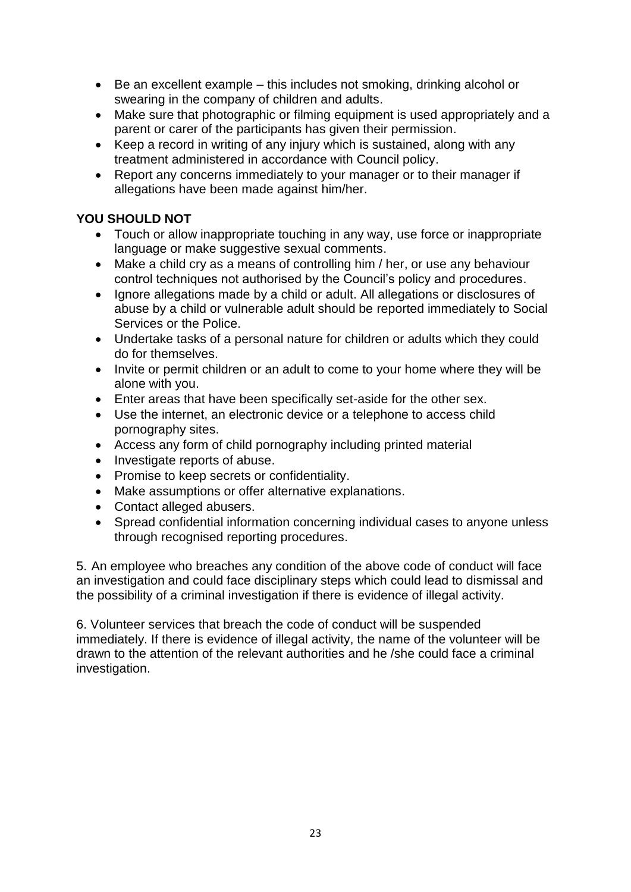- Be an excellent example – this includes not smoking, drinking alcohol or swearing in the company of children and adults.
- Make sure that photographic or filming equipment is used appropriately and a parent or carer of the participants has given their permission.
- Keep a record in writing of any injury which is sustained, along with any treatment administered in accordance with Council policy.
- Report any concerns immediately to your manager or to their manager if allegations have been made against him/her.

**YOU SHOULD NOT**

- Touch or allow inappropriate touching in any way, use force or inappropriate language or make suggestive sexual comments.
- Make a child cry as a means of controlling him / her, or use any behaviour control techniques not authorised by the Council's policy and procedures.
- Ignore allegations made by a child or adult. All allegations or disclosures of abuse by a child or vulnerable adult should be reported immediately to Social Services or the Police.
- Undertake tasks of a personal nature for children or adults which they could do for themselves.
- Invite or permit children or an adult to come to your home where they will be alone with you.
- Enter areas that have been specifically set-aside for the other sex.
- Use the internet, an electronic device or a telephone to access child pornography sites.
- Access any form of child pornography including printed material
- Investigate reports of abuse.
- Promise to keep secrets or confidentiality.
- Make assumptions or offer alternative explanations.
- Contact alleged abusers.
- Spread confidential information concerning individual cases to anyone unless through recognised reporting procedures.

5. An employee who breaches any condition of the above code of conduct will face an investigation and could face disciplinary steps which could lead to dismissal and the possibility of a criminal investigation if there is evidence of illegal activity.

6. Volunteer services that breach the code of conduct will be suspended immediately. If there is evidence of illegal activity, the name of the volunteer will be drawn to the attention of the relevant authorities and he /she could face a criminal investigation.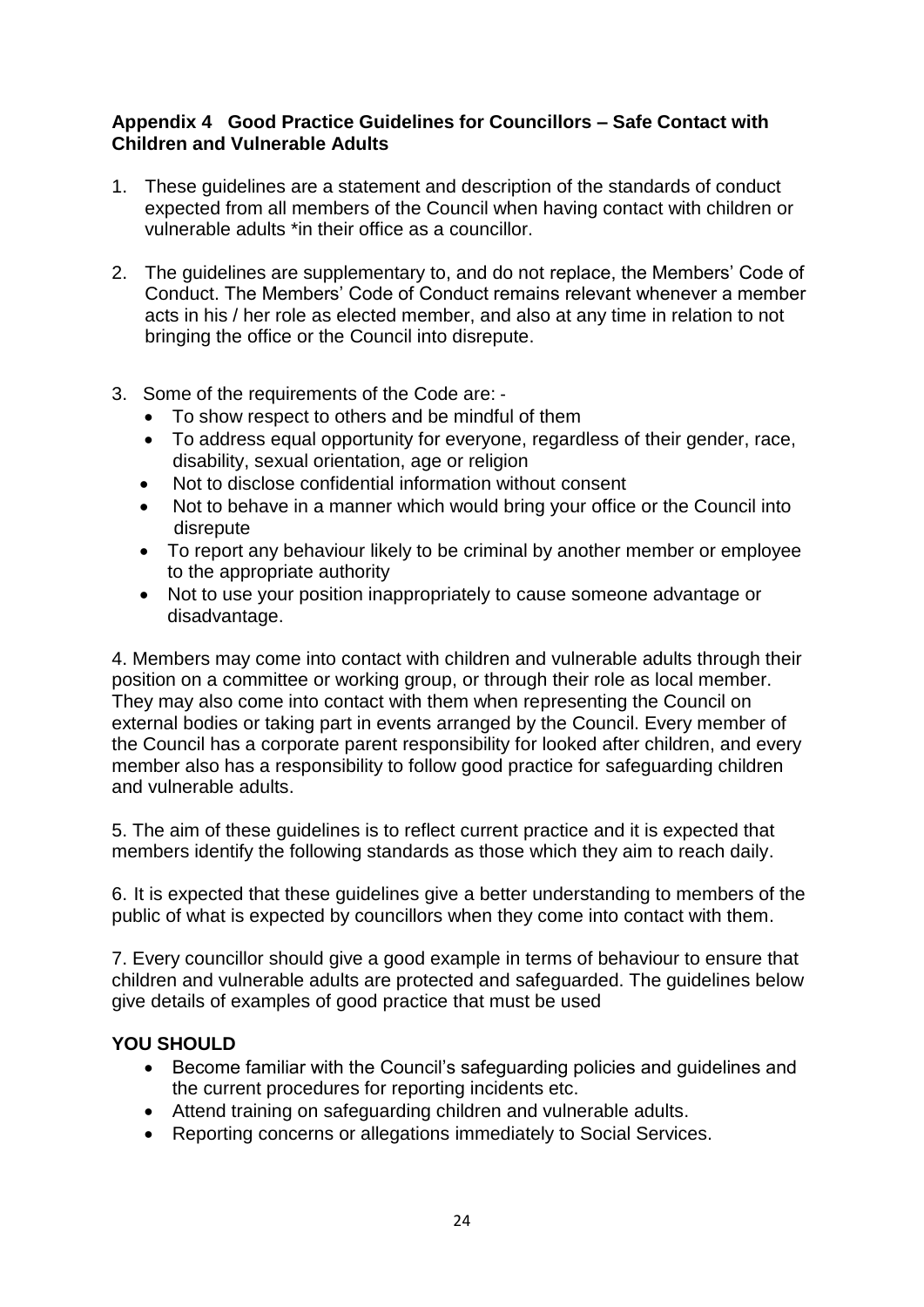**Appendix 4 Good Practice Guidelines for Councillors – Safe Contact with Children and Vulnerable Adults**

1. These guidelines are a statement and description of the standards of conduct expected from all members of the Council when having contact with children or vulnerable adults *in their office as a councillor.

2. The guidelines are supplementary to, and do not replace, the Members' Code of Conduct. The Members' Code of Conduct remains relevant whenever a member acts in his / her role as elected member, and also at any time in relation to not bringing the office or the Council into disrepute.

3. Some of the requirements of the Code are: -
   - To show respect to others and be mindful of them
   - To address equal opportunity for everyone, regardless of their gender, race, disability, sexual orientation, age or religion
   - Not to disclose confidential information without consent
   - Not to behave in a manner which would bring your office or the Council into disrepute
   - To report any behaviour likely to be criminal by another member or employee to the appropriate authority
   - Not to use your position inappropriately to cause someone advantage or disadvantage.

4. Members may come into contact with children and vulnerable adults through their position on a committee or working group, or through their role as local member. They may also come into contact with them when representing the Council on external bodies or taking part in events arranged by the Council. Every member of the Council has a corporate parent responsibility for looked after children, and every member also has a responsibility to follow good practice for safeguarding children and vulnerable adults.

5. The aim of these guidelines is to reflect current practice and it is expected that members identify the following standards as those which they aim to reach daily.

6. It is expected that these guidelines give a better understanding to members of the public of what is expected by councillors when they come into contact with them.

7. Every councillor should give a good example in terms of behaviour to ensure that children and vulnerable adults are protected and safeguarded. The guidelines below give details of examples of good practice that must be used

**YOU SHOULD**

- Become familiar with the Council's safeguarding policies and guidelines and the current procedures for reporting incidents etc.
- Attend training on safeguarding children and vulnerable adults.
- Reporting concerns or allegations immediately to Social Services.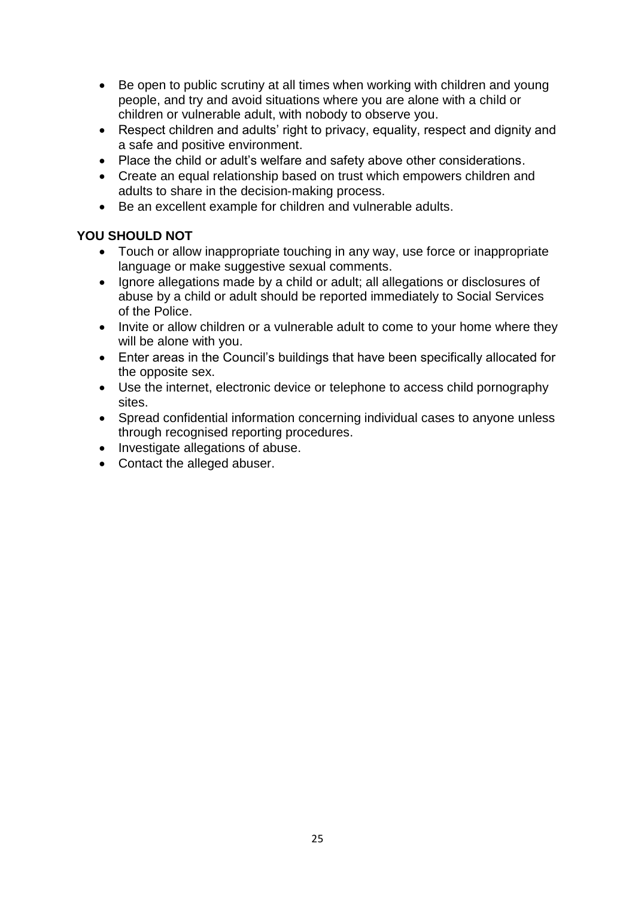- Be open to public scrutiny at all times when working with children and young people, and try and avoid situations where you are alone with a child or children or vulnerable adult, with nobody to observe you.
- Respect children and adults' right to privacy, equality, respect and dignity and a safe and positive environment.
- Place the child or adult's welfare and safety above other considerations.
- Create an equal relationship based on trust which empowers children and adults to share in the decision-making process.
- Be an excellent example for children and vulnerable adults.

**YOU SHOULD NOT**

- Touch or allow inappropriate touching in any way, use force or inappropriate language or make suggestive sexual comments.
- Ignore allegations made by a child or adult; all allegations or disclosures of abuse by a child or adult should be reported immediately to Social Services of the Police.
- Invite or allow children or a vulnerable adult to come to your home where they will be alone with you.
- Enter areas in the Council's buildings that have been specifically allocated for the opposite sex.
- Use the internet, electronic device or telephone to access child pornography sites.
- Spread confidential information concerning individual cases to anyone unless through recognised reporting procedures.
- Investigate allegations of abuse.
- Contact the alleged abuser.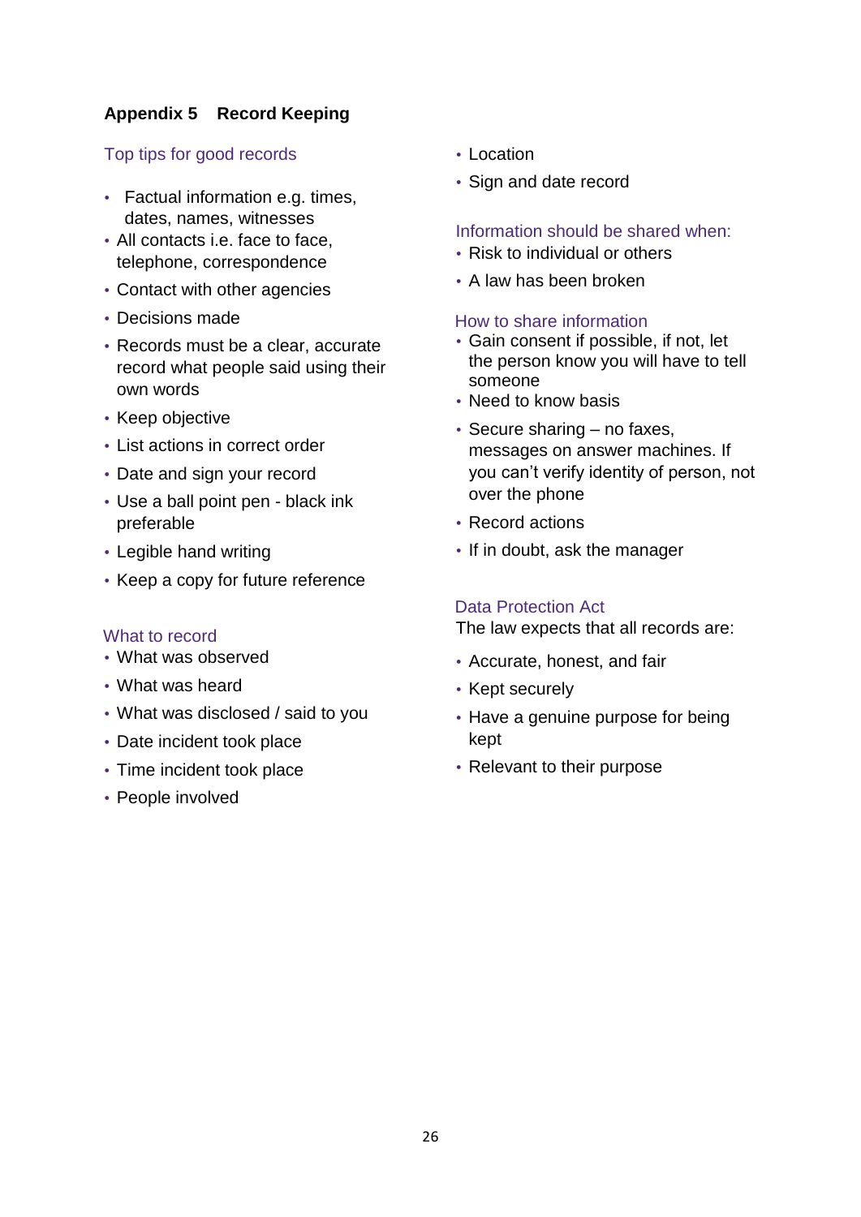## Appendix 5 Record Keeping

### Top tips for good records

- Factual information e.g. times, dates, names, witnesses
- All contacts i.e. face to face, telephone, correspondence
- Contact with other agencies
- Decisions made
- Records must be a clear, accurate record what people said using their own words
- Keep objective
- List actions in correct order
- Date and sign your record
- Use a ball point pen - black ink preferable
- Legible hand writing
- Keep a copy for future reference

### What to record

- What was observed
- What was heard
- What was disclosed / said to you
- Date incident took place
- Time incident took place
- People involved
- Location
- Sign and date record

### Information should be shared when:

- Risk to individual or others
- A law has been broken

### How to share information

- Gain consent if possible, if not, let the person know you will have to tell someone
- Need to know basis
- Secure sharing – no faxes, messages on answer machines. If you can't verify identity of person, not over the phone
- Record actions
- If in doubt, ask the manager

### Data Protection Act

The law expects that all records are:

- Accurate, honest, and fair
- Kept securely
- Have a genuine purpose for being kept
- Relevant to their purpose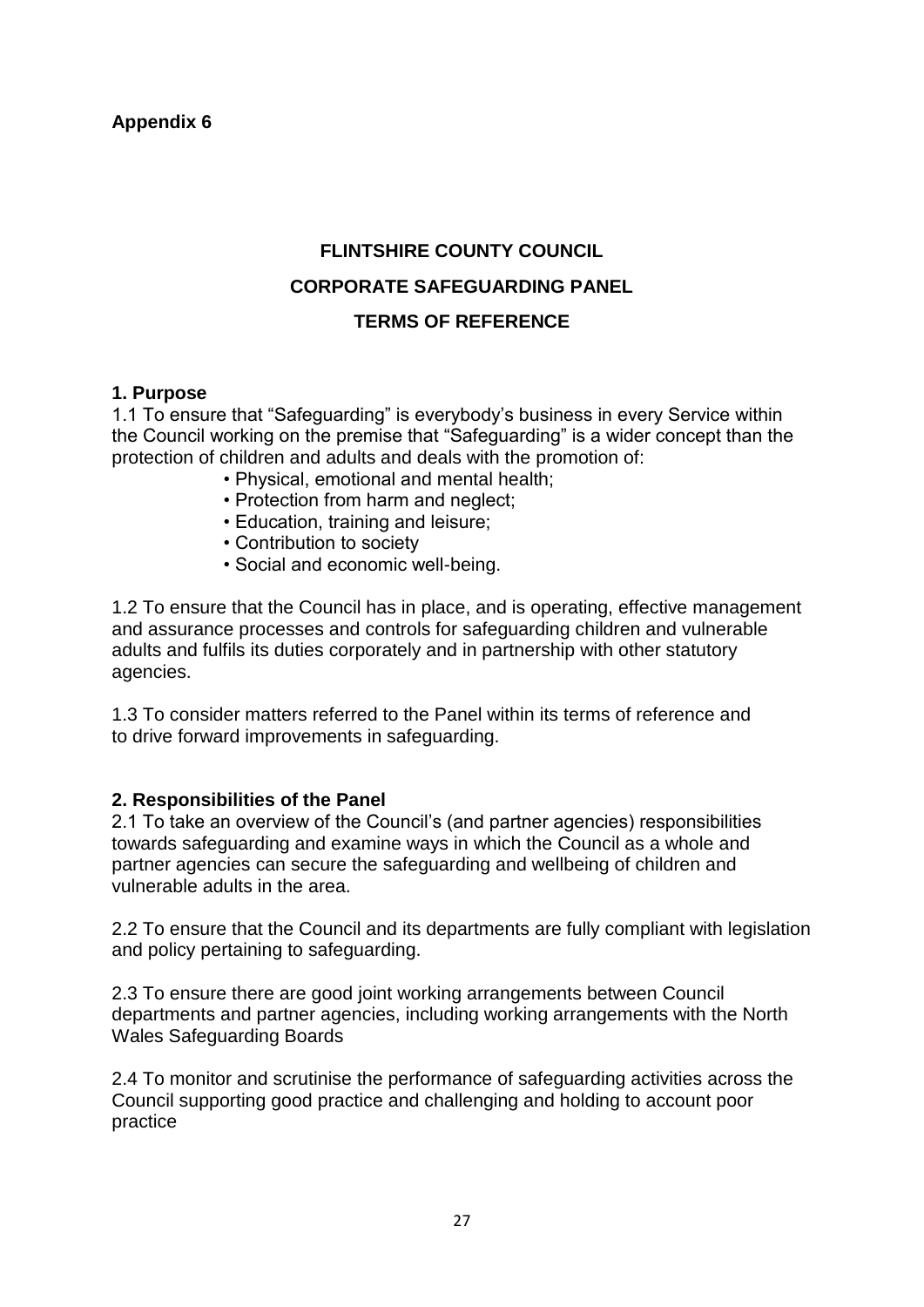**Appendix 6**

# FLINTSHIRE COUNTY COUNCIL

## CORPORATE SAFEGUARDING PANEL

## TERMS OF REFERENCE

### 1. Purpose

1.1 To ensure that "Safeguarding" is everybody's business in every Service within the Council working on the premise that "Safeguarding" is a wider concept than the protection of children and adults and deals with the promotion of:

- Physical, emotional and mental health;
- Protection from harm and neglect;
- Education, training and leisure;
- Contribution to society
- Social and economic well-being.

1.2 To ensure that the Council has in place, and is operating, effective management and assurance processes and controls for safeguarding children and vulnerable adults and fulfils its duties corporately and in partnership with other statutory agencies.

1.3 To consider matters referred to the Panel within its terms of reference and to drive forward improvements in safeguarding.

### 2. Responsibilities of the Panel

2.1 To take an overview of the Council's (and partner agencies) responsibilities towards safeguarding and examine ways in which the Council as a whole and partner agencies can secure the safeguarding and wellbeing of children and vulnerable adults in the area.

2.2 To ensure that the Council and its departments are fully compliant with legislation and policy pertaining to safeguarding.

2.3 To ensure there are good joint working arrangements between Council departments and partner agencies, including working arrangements with the North Wales Safeguarding Boards

2.4 To monitor and scrutinise the performance of safeguarding activities across the Council supporting good practice and challenging and holding to account poor practice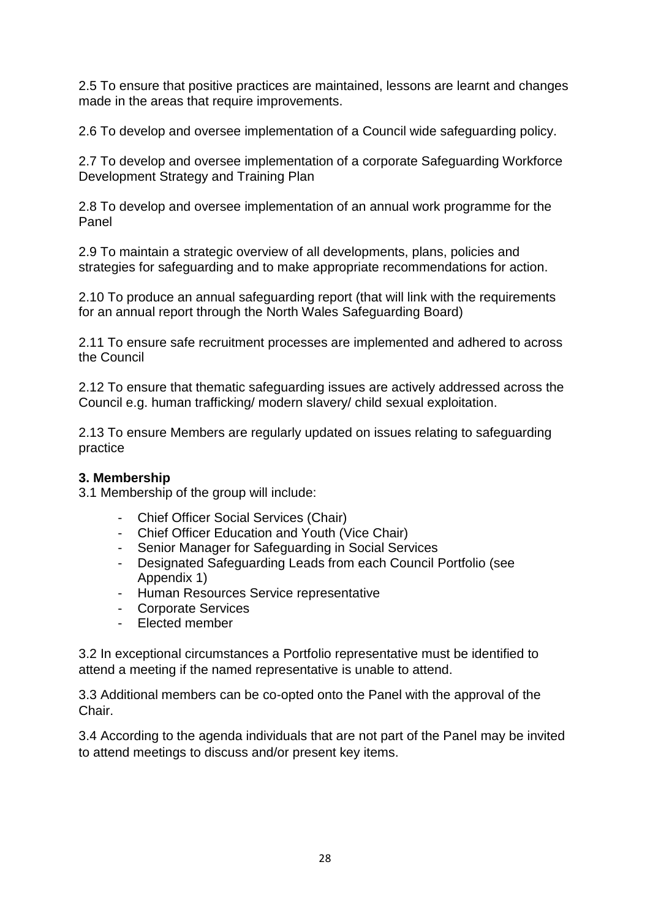2.5 To ensure that positive practices are maintained, lessons are learnt and changes made in the areas that require improvements.

2.6 To develop and oversee implementation of a Council wide safeguarding policy.

2.7 To develop and oversee implementation of a corporate Safeguarding Workforce Development Strategy and Training Plan

2.8 To develop and oversee implementation of an annual work programme for the Panel

2.9 To maintain a strategic overview of all developments, plans, policies and strategies for safeguarding and to make appropriate recommendations for action.

2.10 To produce an annual safeguarding report (that will link with the requirements for an annual report through the North Wales Safeguarding Board)

2.11 To ensure safe recruitment processes are implemented and adhered to across the Council

2.12 To ensure that thematic safeguarding issues are actively addressed across the Council e.g. human trafficking/ modern slavery/ child sexual exploitation.

2.13 To ensure Members are regularly updated on issues relating to safeguarding practice

**3. Membership**

3.1 Membership of the group will include:

- Chief Officer Social Services (Chair)
- Chief Officer Education and Youth (Vice Chair)
- Senior Manager for Safeguarding in Social Services
- Designated Safeguarding Leads from each Council Portfolio (see Appendix 1)
- Human Resources Service representative
- Corporate Services
- Elected member

3.2 In exceptional circumstances a Portfolio representative must be identified to attend a meeting if the named representative is unable to attend.

3.3 Additional members can be co-opted onto the Panel with the approval of the Chair.

3.4 According to the agenda individuals that are not part of the Panel may be invited to attend meetings to discuss and/or present key items.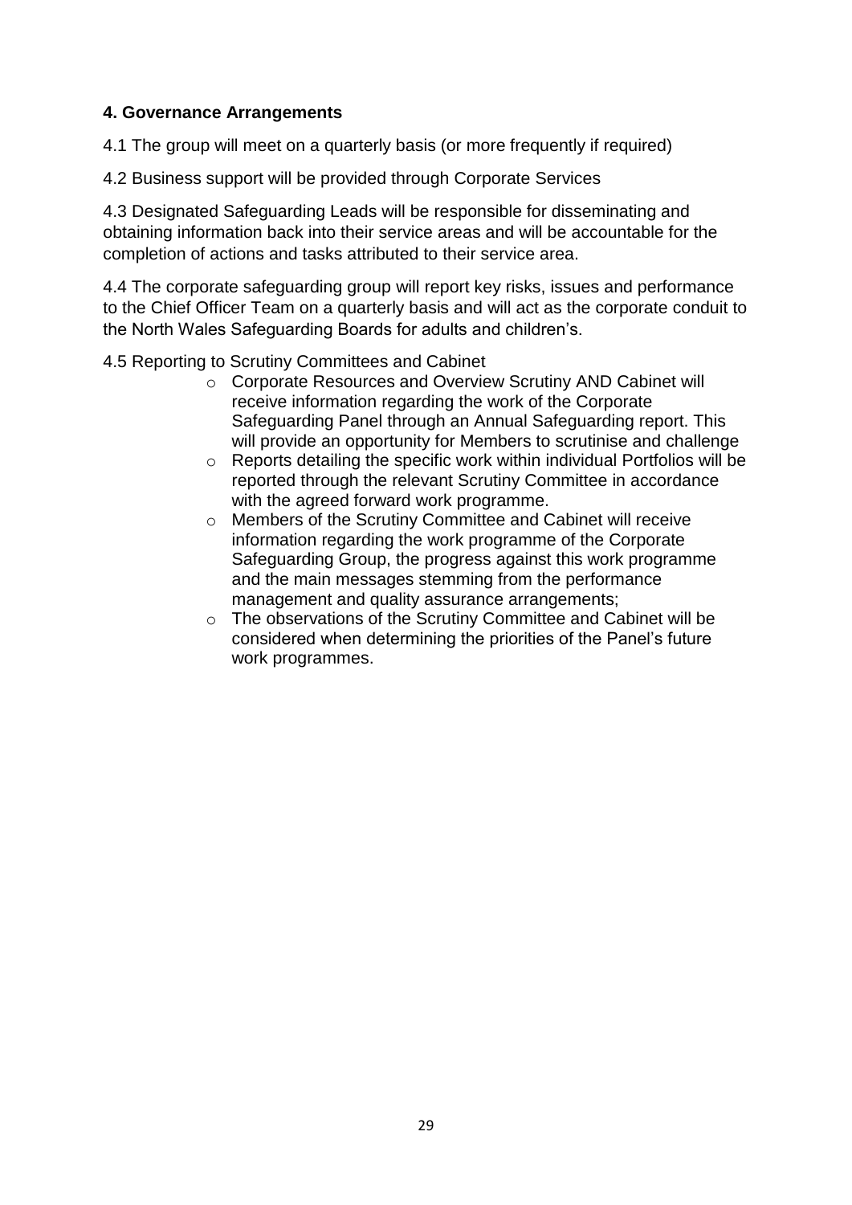#### 4. Governance Arrangements

4.1 The group will meet on a quarterly basis (or more frequently if required)

4.2 Business support will be provided through Corporate Services

4.3 Designated Safeguarding Leads will be responsible for disseminating and obtaining information back into their service areas and will be accountable for the completion of actions and tasks attributed to their service area.

4.4 The corporate safeguarding group will report key risks, issues and performance to the Chief Officer Team on a quarterly basis and will act as the corporate conduit to the North Wales Safeguarding Boards for adults and children's.

4.5 Reporting to Scrutiny Committees and Cabinet

- Corporate Resources and Overview Scrutiny AND Cabinet will receive information regarding the work of the Corporate Safeguarding Panel through an Annual Safeguarding report. This will provide an opportunity for Members to scrutinise and challenge
- Reports detailing the specific work within individual Portfolios will be reported through the relevant Scrutiny Committee in accordance with the agreed forward work programme.
- Members of the Scrutiny Committee and Cabinet will receive information regarding the work programme of the Corporate Safeguarding Group, the progress against this work programme and the main messages stemming from the performance management and quality assurance arrangements;
- The observations of the Scrutiny Committee and Cabinet will be considered when determining the priorities of the Panel's future work programmes.